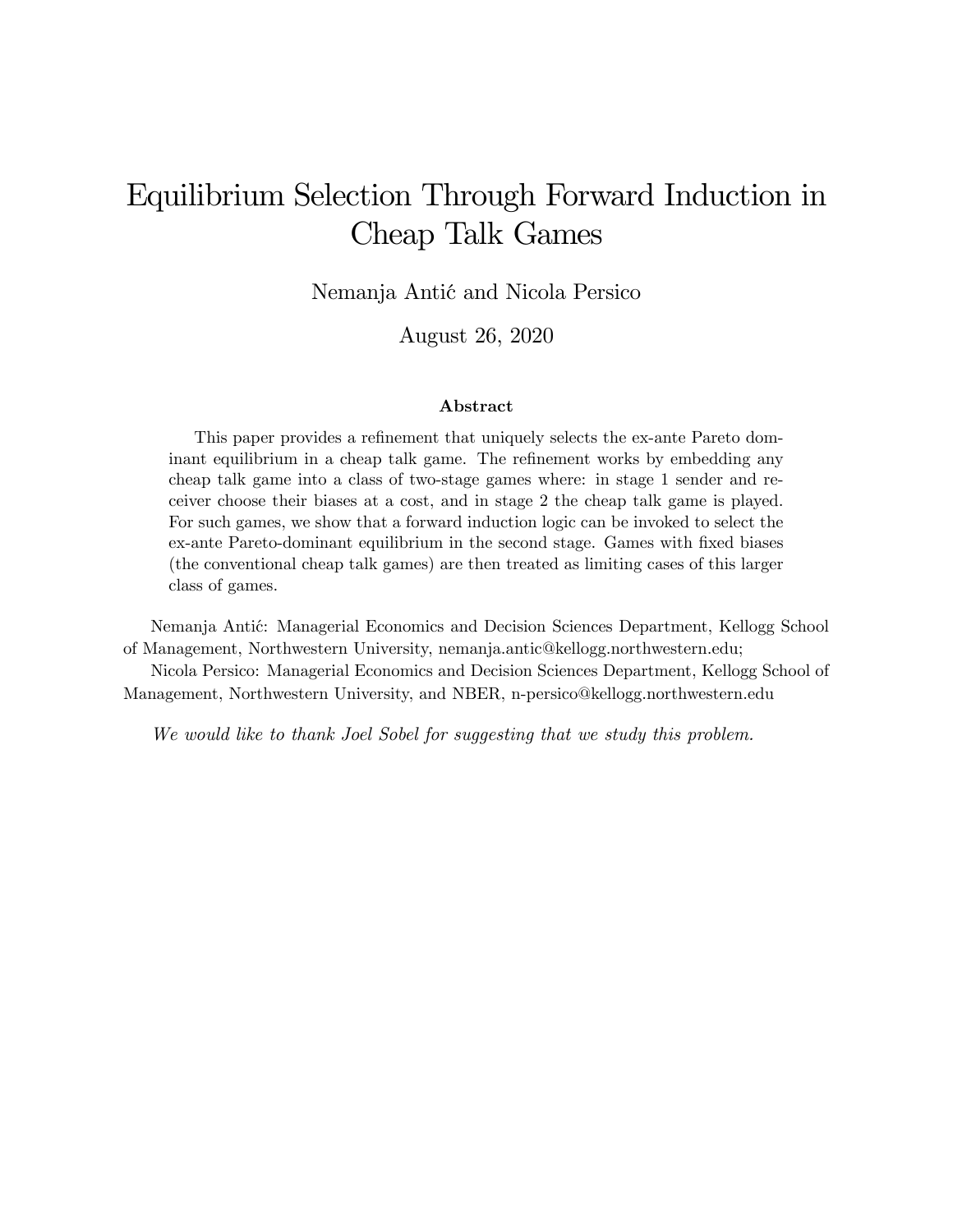# Equilibrium Selection Through Forward Induction in Cheap Talk Games

Nemanja Antić and Nicola Persico

August 26, 2020

### Abstract

This paper provides a refinement that uniquely selects the ex-ante Pareto dominant equilibrium in a cheap talk game. The refinement works by embedding any cheap talk game into a class of two-stage games where: in stage 1 sender and receiver choose their biases at a cost, and in stage 2 the cheap talk game is played. For such games, we show that a forward induction logic can be invoked to select the ex-ante Pareto-dominant equilibrium in the second stage. Games with fixed biases (the conventional cheap talk games) are then treated as limiting cases of this larger class of games.

Nemanja Antić: Managerial Economics and Decision Sciences Department, Kellogg School of Management, Northwestern University, nemanja.antic@kellogg.northwestern.edu;

Nicola Persico: Managerial Economics and Decision Sciences Department, Kellogg School of Management, Northwestern University, and NBER, n-persico@kellogg.northwestern.edu

*We would like to thank Joel Sobel for suggesting that we study this problem.*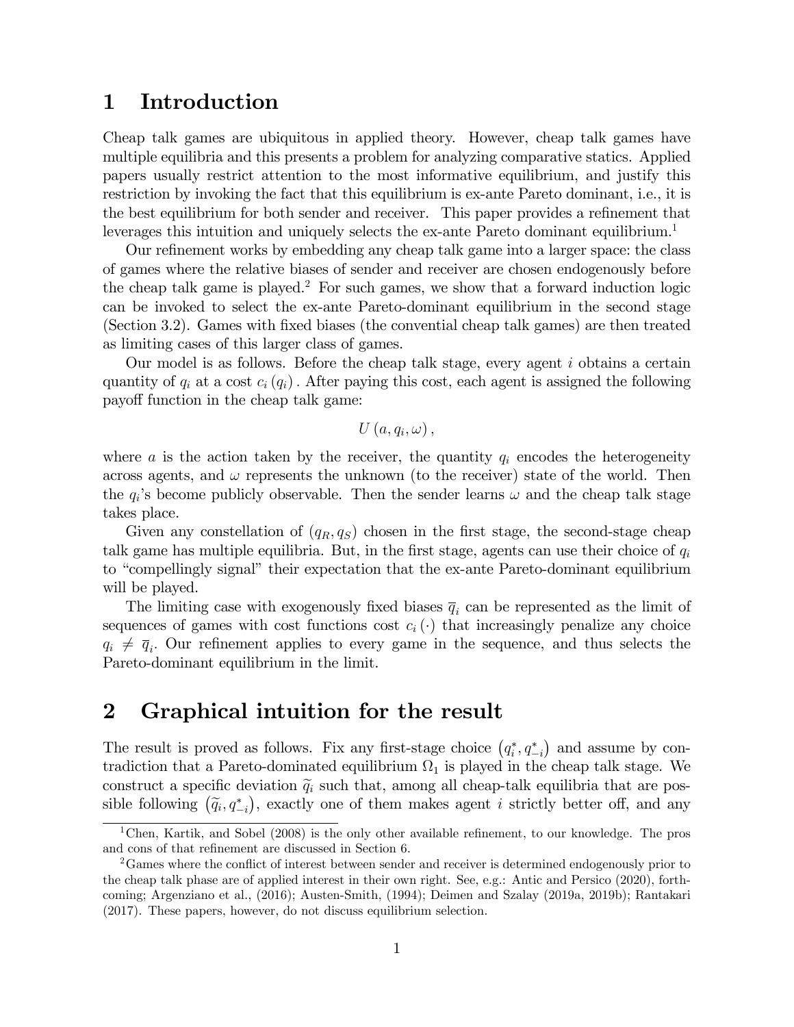# 1 Introduction

Cheap talk games are ubiquitous in applied theory. However, cheap talk games have multiple equilibria and this presents a problem for analyzing comparative statics. Applied papers usually restrict attention to the most informative equilibrium, and justify this restriction by invoking the fact that this equilibrium is ex-ante Pareto dominant, i.e., it is the best equilibrium for both sender and receiver. This paper provides a refinement that leverages this intuition and uniquely selects the ex-ante Pareto dominant equilibrium.[1]

Our refinement works by embedding any cheap talk game into a larger space: the class of games where the relative biases of sender and receiver are chosen endogenously before the cheap talk game is played.[2] For such games, we show that a forward induction logic can be invoked to select the ex-ante Pareto-dominant equilibrium in the second stage (Section 3.2). Games with fixed biases (the convential cheap talk games) are then treated as limiting cases of this larger class of games.

Our model is as follows. Before the cheap talk stage, every agent $i$ obtains a certain quantity of $q_i$ at a cost $c_i(q_i)$. After paying this cost, each agent is assigned the following payoff function in the cheap talk game:

$$U(a, q_i, \omega),$$

where $a$ is the action taken by the receiver, the quantity $q_i$ encodes the heterogeneity across agents, and $\omega$ represents the unknown (to the receiver) state of the world. Then the $q_i$'s become publicly observable. Then the sender learns $\omega$ and the cheap talk stage takes place.

Given any constellation of $(q_R, q_S)$ chosen in the first stage, the second-stage cheap talk game has multiple equilibria. But, in the first stage, agents can use their choice of $q_i$ to "compellingly signal" their expectation that the ex-ante Pareto-dominant equilibrium will be played.

The limiting case with exogenously fixed biases $\overline{q}_i$ can be represented as the limit of sequences of games with cost functions cost $c_i(\cdot)$ that increasingly penalize any choice $q_i \neq \overline{q}_i$. Our refinement applies to every game in the sequence, and thus selects the Pareto-dominant equilibrium in the limit.

# 2 Graphical intuition for the result

The result is proved as follows. Fix any first-stage choice $\left(q_i^*, q_{-i}^*\right)$ and assume by contradiction that a Pareto-dominated equilibrium $\Omega_1$ is played in the cheap talk stage. We construct a specific deviation $\widetilde{q}_i$ such that, among all cheap-talk equilibria that are possible following $\left(\widetilde{q}_i, q_{-i}^*\right)$, exactly one of them makes agent $i$ strictly better off, and any

[1] Chen, Kartik, and Sobel (2008) is the only other available refinement, to our knowledge. The pros and cons of that refinement are discussed in Section 6.

[2] Games where the conflict of interest between sender and receiver is determined endogenously prior to the cheap talk phase are of applied interest in their own right. See, e.g.: Antic and Persico (2020), forthcoming; Argenziano et al., (2016); Austen-Smith, (1994); Deimen and Szalay (2019a, 2019b); Rantakari (2017). These papers, however, do not discuss equilibrium selection.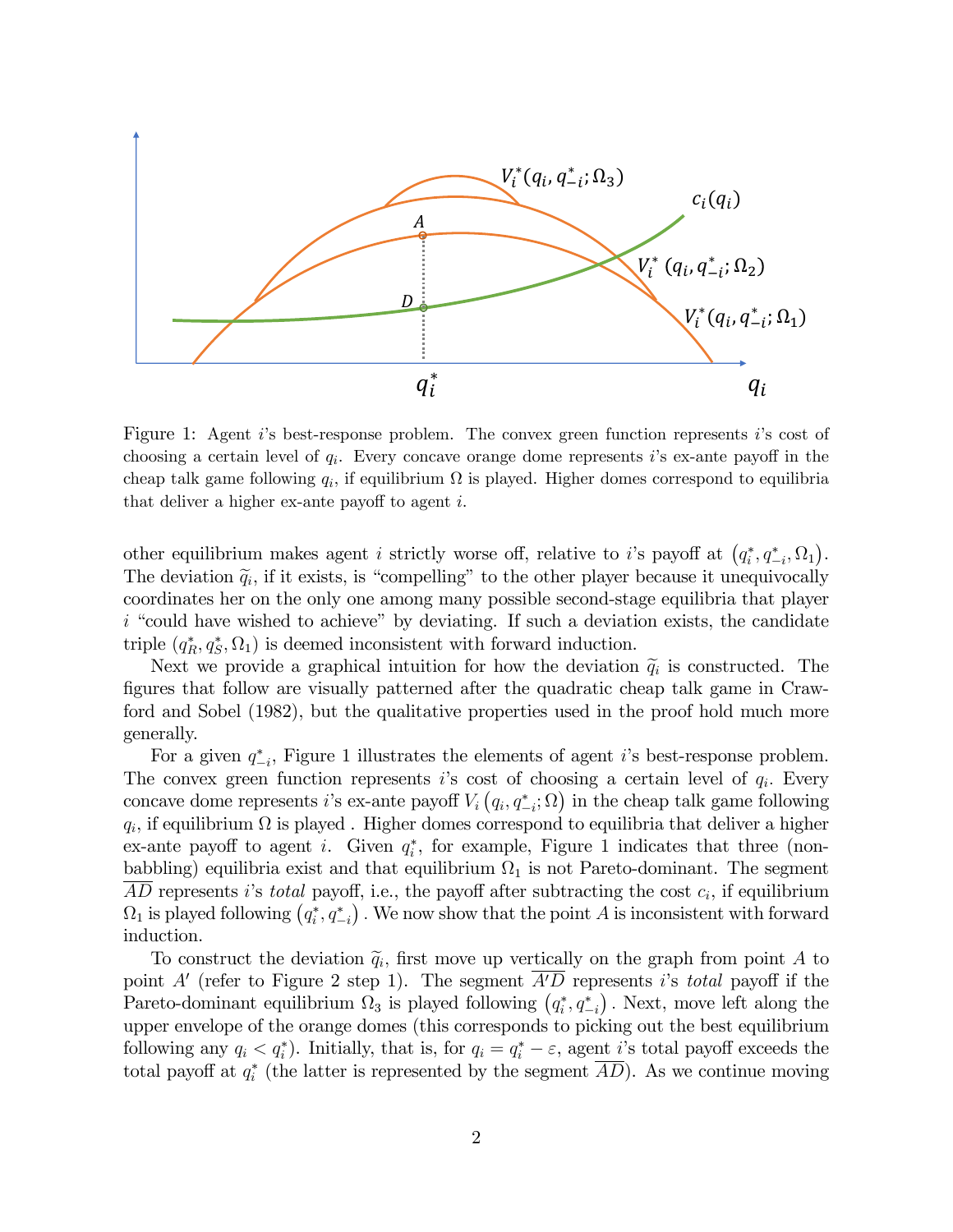Figure 1: Agent $i$'s best-response problem. The convex green function represents $i$'s cost of choosing a certain level of $q_i$. Every concave orange dome represents $i$'s ex-ante payoff in the cheap talk game following $q_i$, if equilibrium $\Omega$ is played. Higher domes correspond to equilibria that deliver a higher ex-ante payoff to agent $i$.

other equilibrium makes agent $i$ strictly worse off, relative to $i$'s payoff at $\left(q_i^*, q_{-i}^*, \Omega_1\right)$. The deviation $\widetilde{q}_i$, if it exists, is "compelling" to the other player because it unequivocally coordinates her on the only one among many possible second-stage equilibria that player $i$ "could have wished to achieve" by deviating. If such a deviation exists, the candidate triple $(q_R^*, q_S^*, \Omega_1)$ is deemed inconsistent with forward induction.

Next we provide a graphical intuition for how the deviation $\widetilde{q}_i$ is constructed. The figures that follow are visually patterned after the quadratic cheap talk game in Crawford and Sobel (1982), but the qualitative properties used in the proof hold much more generally.

For a given $q_{-i}^*$, Figure 1 illustrates the elements of agent $i$'s best-response problem. The convex green function represents $i$'s cost of choosing a certain level of $q_i$. Every concave dome represents $i$'s ex-ante payoff $V_i\left(q_i, q_{-i}^*; \Omega\right)$ in the cheap talk game following $q_i$, if equilibrium $\Omega$ is played . Higher domes correspond to equilibria that deliver a higher ex-ante payoff to agent $i$. Given $q_i^*$, for example, Figure 1 indicates that three (non-babbling) equilibria exist and that equilibrium $\Omega_1$ is not Pareto-dominant. The segment $\overline{AD}$ represents $i$'s *total* payoff, i.e., the payoff after subtracting the cost $c_i$, if equilibrium $\Omega_1$ is played following $\left(q_i^*, q_{-i}^*\right)$ . We now show that the point $A$ is inconsistent with forward induction.

To construct the deviation $\widetilde{q}_i$, first move up vertically on the graph from point $A$ to point $A'$ (refer to Figure 2 step 1). The segment $\overline{A'D}$ represents $i$'s *total* payoff if the Pareto-dominant equilibrium $\Omega_3$ is played following $\left(q_i^*, q_{-i}^*\right)$ . Next, move left along the upper envelope of the orange domes (this corresponds to picking out the best equilibrium following any $q_i < q_i^*$). Initially, that is, for $q_i = q_i^* - \varepsilon$, agent $i$'s total payoff exceeds the total payoff at $q_i^*$ (the latter is represented by the segment $\overline{AD}$). As we continue moving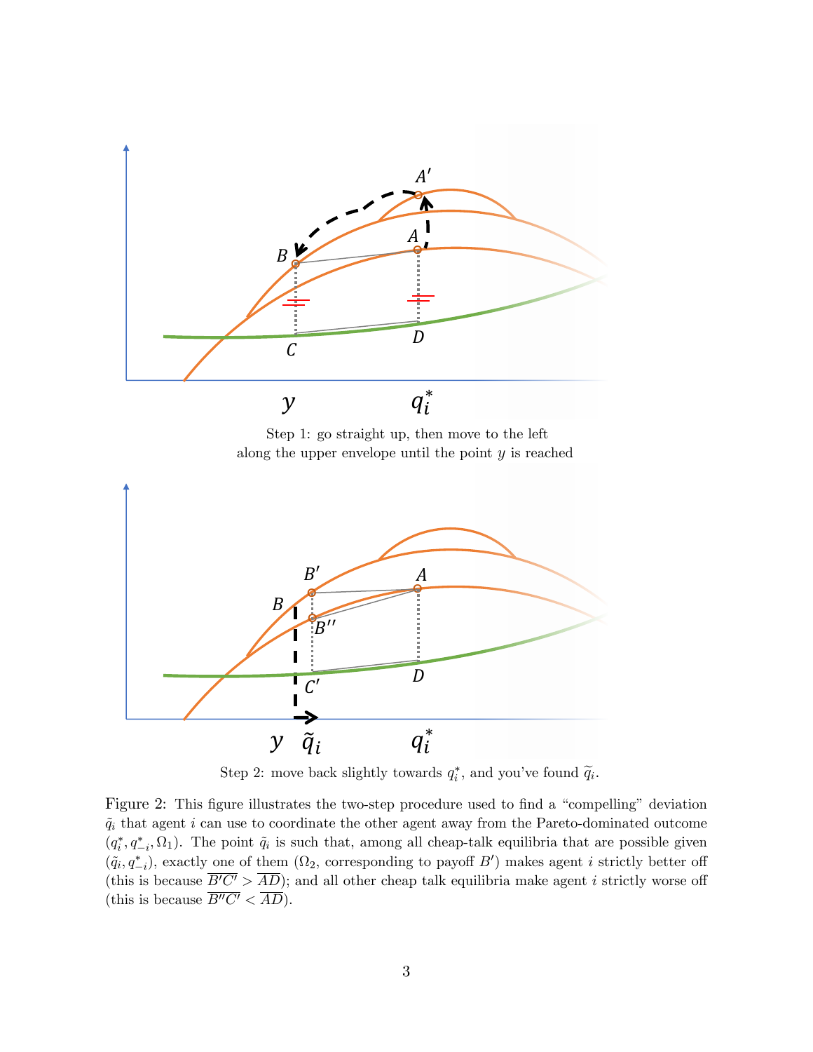Step 1: go straight up, then move to the left along the upper envelope until the point $y$ is reached

Step 2: move back slightly towards $q_i^*$, and you've found $\tilde{q}_i$.

Figure 2: This figure illustrates the two-step procedure used to find a "compelling" deviation $\tilde{q}_i$ that agent $i$ can use to coordinate the other agent away from the Pareto-dominated outcome $(q_i^*, q_{-i}^*, \Omega_1)$. The point $\tilde{q}_i$ is such that, among all cheap-talk equilibria that are possible given $(\tilde{q}_i, q_{-i}^*)$, exactly one of them ($\Omega_2$, corresponding to payoff $B'$) makes agent $i$ strictly better off (this is because $\overline{B'C'} > \overline{AD}$); and all other cheap talk equilibria make agent $i$ strictly worse off (this is because $\overline{B''C'} < \overline{AD}$).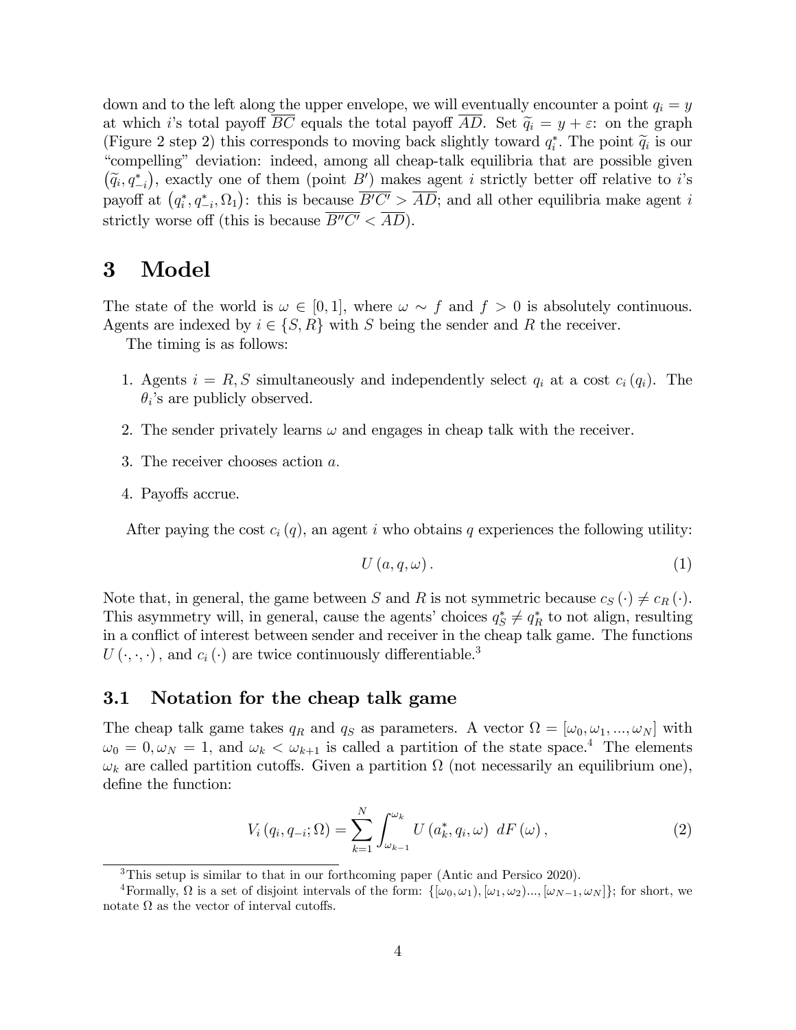down and to the left along the upper envelope, we will eventually encounter a point $q_i = y$ at which $i$'s total payoff $\overline{BC}$ equals the total payoff $\overline{AD}$. Set $\widetilde{q}_i = y + \varepsilon$: on the graph (Figure 2 step 2) this corresponds to moving back slightly toward $q_i^*$. The point $\widetilde{q}_i$ is our "compelling" deviation: indeed, among all cheap-talk equilibria that are possible given $\left(\widetilde{q}_i, q_{-i}^*\right)$, exactly one of them (point $B'$) makes agent $i$ strictly better off relative to $i$'s payoff at $\left(q_i^*, q_{-i}^*, \Omega_1\right)$: this is because $\overline{B'C'} > \overline{AD}$; and all other equilibria make agent $i$ strictly worse off (this is because $\overline{B''C'} < \overline{AD}$).

# 3 Model

The state of the world is $\omega \in [0, 1]$, where $\omega \sim f$ and $f > 0$ is absolutely continuous. Agents are indexed by $i \in \{S, R\}$ with $S$ being the sender and $R$ the receiver.

The timing is as follows:

1. Agents $i = R, S$ simultaneously and independently select $q_i$ at a cost $c_i(q_i)$. The $\theta_i$'s are publicly observed.
2. The sender privately learns $\omega$ and engages in cheap talk with the receiver.
3. The receiver chooses action $a$.
4. Payoffs accrue.

After paying the cost $c_i(q)$, an agent $i$ who obtains $q$ experiences the following utility:

$$U(a, q, \omega). \tag{1}$$

Note that, in general, the game between $S$ and $R$ is not symmetric because $c_S(\cdot) \neq c_R(\cdot)$. This asymmetry will, in general, cause the agents' choices $q_S^* \neq q_R^*$ to not align, resulting in a conflict of interest between sender and receiver in the cheap talk game. The functions $U(\cdot, \cdot, \cdot)$, and $c_i(\cdot)$ are twice continuously differentiable.[3]

## 3.1 Notation for the cheap talk game

The cheap talk game takes $q_R$ and $q_S$ as parameters. A vector $\Omega = [\omega_0, \omega_1, ..., \omega_N]$ with $\omega_0 = 0, \omega_N = 1$, and $\omega_k < \omega_{k+1}$ is called a partition of the state space.[4] The elements $\omega_k$ are called partition cutoffs. Given a partition $\Omega$ (not necessarily an equilibrium one), define the function:

$$V_i(q_i, q_{-i}; \Omega) = \sum_{k=1}^{N} \int_{\omega_{k-1}}^{\omega_k} U(a_k^*, q_i, \omega) \ dF(\omega), \tag{2}$$

[3] This setup is similar to that in our forthcoming paper (Antic and Persico 2020).

[4] Formally, $\Omega$ is a set of disjoint intervals of the form: $\{[\omega_0, \omega_1), [\omega_1, \omega_2)..., [\omega_{N-1}, \omega_N]\}$; for short, we notate $\Omega$ as the vector of interval cutoffs.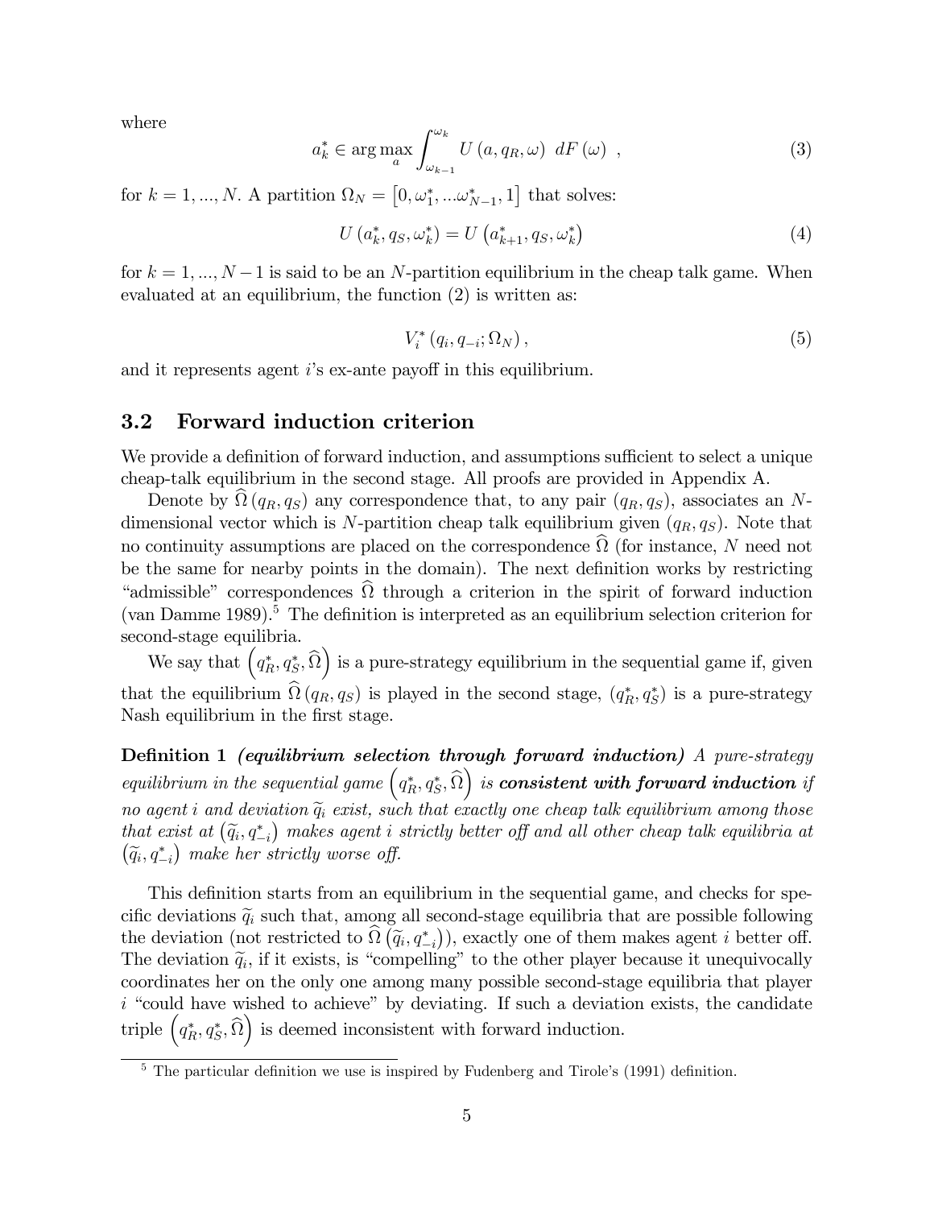where

$$a_k^* \in \arg\max_a \int_{\omega_{k-1}}^{\omega_k} U(a, q_R, \omega) \; dF(\omega) \;\;, \tag{3}$$

for $k = 1, ..., N$. A partition $\Omega_N = [0, \omega_1^*, ...\omega_{N-1}^*, 1]$ that solves:

$$U(a_k^*, q_S, \omega_k^*) = U(a_{k+1}^*, q_S, \omega_k^*) \tag{4}$$

for $k = 1, ..., N-1$ is said to be an $N$-partition equilibrium in the cheap talk game. When evaluated at an equilibrium, the function (2) is written as:

$$V_i^*(q_i, q_{-i}; \Omega_N), \tag{5}$$

and it represents agent $i$'s ex-ante payoff in this equilibrium.

## 3.2 Forward induction criterion

We provide a definition of forward induction, and assumptions sufficient to select a unique cheap-talk equilibrium in the second stage. All proofs are provided in Appendix A.

Denote by $\widehat{\Omega}(q_R, q_S)$ any correspondence that, to any pair $(q_R, q_S)$, associates an $N$-dimensional vector which is $N$-partition cheap talk equilibrium given $(q_R, q_S)$. Note that no continuity assumptions are placed on the correspondence $\widehat{\Omega}$ (for instance, $N$ need not be the same for nearby points in the domain). The next definition works by restricting "admissible" correspondences $\widehat{\Omega}$ through a criterion in the spirit of forward induction (van Damme 1989).[5] The definition is interpreted as an equilibrium selection criterion for second-stage equilibria.

We say that $\left(q_R^*, q_S^*, \widehat{\Omega}\right)$ is a pure-strategy equilibrium in the sequential game if, given that the equilibrium $\widehat{\Omega}(q_R, q_S)$ is played in the second stage, $(q_R^*, q_S^*)$ is a pure-strategy Nash equilibrium in the first stage.

**Definition 1** ***(equilibrium selection through forward induction)*** *A pure-strategy equilibrium in the sequential game* $\left(q_R^*, q_S^*, \widehat{\Omega}\right)$ *is* ***consistent with forward induction*** *if no agent $i$ and deviation $\widetilde{q}_i$ exist, such that exactly one cheap talk equilibrium among those that exist at $\left(\widetilde{q}_i, q_{-i}^*\right)$ makes agent $i$ strictly better off and all other cheap talk equilibria at $\left(\widetilde{q}_i, q_{-i}^*\right)$ make her strictly worse off.*

This definition starts from an equilibrium in the sequential game, and checks for specific deviations $\widetilde{q}_i$ such that, among all second-stage equilibria that are possible following the deviation (not restricted to $\widehat{\Omega}\left(\widetilde{q}_i, q_{-i}^*\right)$), exactly one of them makes agent $i$ better off. The deviation $\widetilde{q}_i$, if it exists, is "compelling" to the other player because it unequivocally coordinates her on the only one among many possible second-stage equilibria that player $i$ "could have wished to achieve" by deviating. If such a deviation exists, the candidate triple $\left(q_R^*, q_S^*, \widehat{\Omega}\right)$ is deemed inconsistent with forward induction.

---

[5] The particular definition we use is inspired by Fudenberg and Tirole's (1991) definition.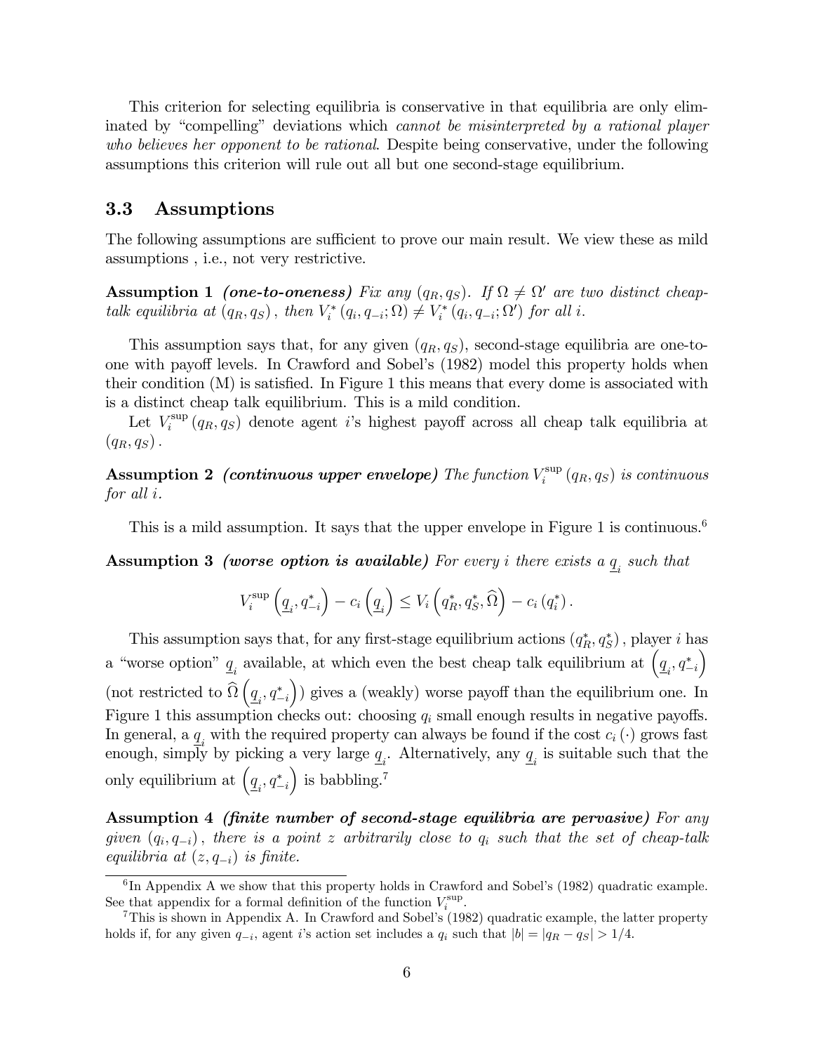This criterion for selecting equilibria is conservative in that equilibria are only eliminated by "compelling" deviations which *cannot be misinterpreted by a rational player who believes her opponent to be rational*. Despite being conservative, under the following assumptions this criterion will rule out all but one second-stage equilibrium.

### 3.3 Assumptions

The following assumptions are sufficient to prove our main result. We view these as mild assumptions , i.e., not very restrictive.

**Assumption 1** ***(one-to-oneness)*** *Fix any $(q_R, q_S)$. If $\Omega \neq \Omega'$ are two distinct cheap-talk equilibria at $(q_R, q_S)$, then $V_i^*(q_i, q_{-i}; \Omega) \neq V_i^*(q_i, q_{-i}; \Omega')$ for all $i$.*

This assumption says that, for any given $(q_R, q_S)$, second-stage equilibria are one-to-one with payoff levels. In Crawford and Sobel's (1982) model this property holds when their condition (M) is satisfied. In Figure 1 this means that every dome is associated with is a distinct cheap talk equilibrium. This is a mild condition.

Let $V_i^{\sup}(q_R, q_S)$ denote agent $i$'s highest payoff across all cheap talk equilibria at $(q_R, q_S)$.

**Assumption 2** ***(continuous upper envelope)*** *The function $V_i^{\sup}(q_R, q_S)$ is continuous for all $i$.*

This is a mild assumption. It says that the upper envelope in Figure 1 is continuous.[6]

**Assumption 3** ***(worse option is available)*** *For every $i$ there exists a $\underline{q}_i$ such that*

$$V_i^{\sup}\left(\underline{q}_i, q_{-i}^*\right) - c_i\left(\underline{q}_i\right) \leq V_i\left(q_R^*, q_S^*, \widehat{\Omega}\right) - c_i\left(q_i^*\right).$$

This assumption says that, for any first-stage equilibrium actions $(q_R^*, q_S^*)$, player $i$ has a "worse option" $\underline{q}_i$ available, at which even the best cheap talk equilibrium at $\left(\underline{q}_i, q_{-i}^*\right)$ (not restricted to $\widehat{\Omega}\left(\underline{q}_i, q_{-i}^*\right)$) gives a (weakly) worse payoff than the equilibrium one. In Figure 1 this assumption checks out: choosing $q_i$ small enough results in negative payoffs. In general, a $\underline{q}_i$ with the required property can always be found if the cost $c_i(\cdot)$ grows fast enough, simply by picking a very large $\underline{q}_i$. Alternatively, any $\underline{q}_i$ is suitable such that the only equilibrium at $\left(\underline{q}_i, q_{-i}^*\right)$ is babbling.[7]

**Assumption 4** ***(finite number of second-stage equilibria are pervasive)*** *For any given $(q_i, q_{-i})$, there is a point $z$ arbitrarily close to $q_i$ such that the set of cheap-talk equilibria at $(z, q_{-i})$ is finite.*

---

[6] In Appendix A we show that this property holds in Crawford and Sobel's (1982) quadratic example. See that appendix for a formal definition of the function $V_i^{\sup}$.

[7] This is shown in Appendix A. In Crawford and Sobel's (1982) quadratic example, the latter property holds if, for any given $q_{-i}$, agent $i$'s action set includes a $q_i$ such that $|b| = |q_R - q_S| > 1/4$.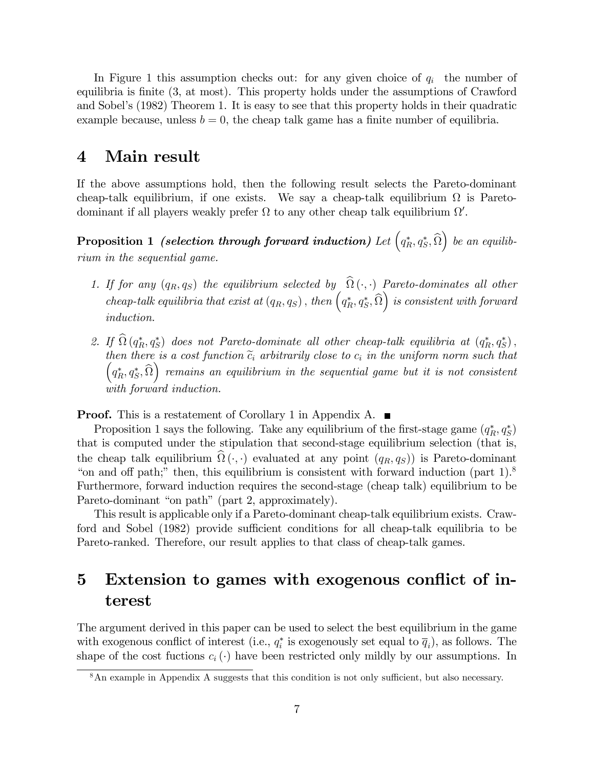In Figure 1 this assumption checks out: for any given choice of $q_i$ the number of equilibria is finite (3, at most). This property holds under the assumptions of Crawford and Sobel's (1982) Theorem 1. It is easy to see that this property holds in their quadratic example because, unless $b = 0$, the cheap talk game has a finite number of equilibria.

# 4 Main result

If the above assumptions hold, then the following result selects the Pareto-dominant cheap-talk equilibrium, if one exists. We say a cheap-talk equilibrium $\Omega$ is Pareto-dominant if all players weakly prefer $\Omega$ to any other cheap talk equilibrium $\Omega'$.

**Proposition 1** ***(selection through forward induction)*** *Let $\left(q_R^*, q_S^*, \widehat{\Omega}\right)$ be an equilibrium in the sequential game.*

1. *If for any $(q_R, q_S)$ the equilibrium selected by $\widehat{\Omega}(\cdot,\cdot)$ Pareto-dominates all other cheap-talk equilibria that exist at $(q_R, q_S)$, then $\left(q_R^*, q_S^*, \widehat{\Omega}\right)$ is consistent with forward induction.*
2. *If $\widehat{\Omega}(q_R^*, q_S^*)$ does not Pareto-dominate all other cheap-talk equilibria at $(q_R^*, q_S^*)$, then there is a cost function $\widetilde{c}_i$ arbitrarily close to $c_i$ in the uniform norm such that $\left(q_R^*, q_S^*, \widehat{\Omega}\right)$ remains an equilibrium in the sequential game but it is not consistent with forward induction.*

**Proof.** This is a restatement of Corollary 1 in Appendix A. ■

Proposition 1 says the following. Take any equilibrium of the first-stage game $(q_R^*, q_S^*)$ that is computed under the stipulation that second-stage equilibrium selection (that is, the cheap talk equilibrium $\widehat{\Omega}(\cdot,\cdot)$ evaluated at any point $(q_R, q_S)$) is Pareto-dominant "on and off path;" then, this equilibrium is consistent with forward induction (part 1).[8] Furthermore, forward induction requires the second-stage (cheap talk) equilibrium to be Pareto-dominant "on path" (part 2, approximately).

This result is applicable only if a Pareto-dominant cheap-talk equilibrium exists. Crawford and Sobel (1982) provide sufficient conditions for all cheap-talk equilibria to be Pareto-ranked. Therefore, our result applies to that class of cheap-talk games.

# 5 Extension to games with exogenous conflict of interest

The argument derived in this paper can be used to select the best equilibrium in the game with exogenous conflict of interest (i.e., $q_i^*$ is exogenously set equal to $\overline{q}_i$), as follows. The shape of the cost fuctions $c_i(\cdot)$ have been restricted only mildly by our assumptions. In

[8] An example in Appendix A suggests that this condition is not only sufficient, but also necessary.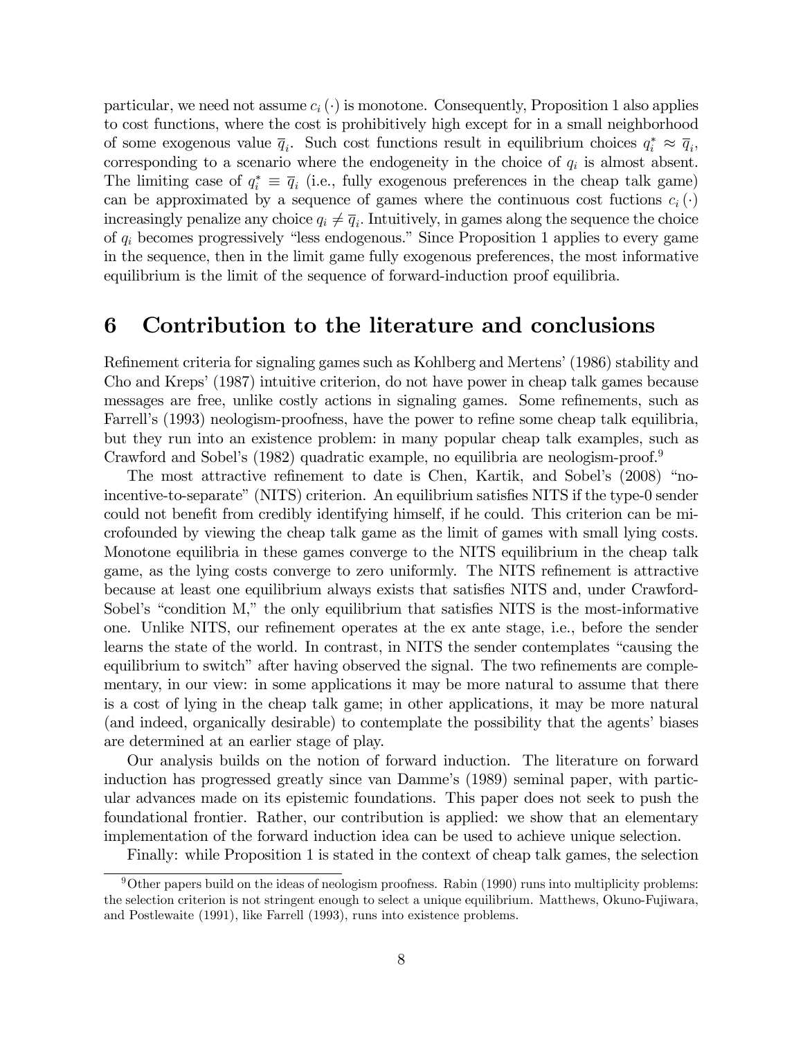particular, we need not assume $c_i(\cdot)$ is monotone. Consequently, Proposition 1 also applies to cost functions, where the cost is prohibitively high except for in a small neighborhood of some exogenous value $\overline{q}_i$. Such cost functions result in equilibrium choices $q_i^* \approx \overline{q}_i$, corresponding to a scenario where the endogeneity in the choice of $q_i$ is almost absent. The limiting case of $q_i^* \equiv \overline{q}_i$ (i.e., fully exogenous preferences in the cheap talk game) can be approximated by a sequence of games where the continuous cost fuctions $c_i(\cdot)$ increasingly penalize any choice $q_i \neq \overline{q}_i$. Intuitively, in games along the sequence the choice of $q_i$ becomes progressively "less endogenous." Since Proposition 1 applies to every game in the sequence, then in the limit game fully exogenous preferences, the most informative equilibrium is the limit of the sequence of forward-induction proof equilibria.

# 6 Contribution to the literature and conclusions

Refinement criteria for signaling games such as Kohlberg and Mertens' (1986) stability and Cho and Kreps' (1987) intuitive criterion, do not have power in cheap talk games because messages are free, unlike costly actions in signaling games. Some refinements, such as Farrell's (1993) neologism-proofness, have the power to refine some cheap talk equilibria, but they run into an existence problem: in many popular cheap talk examples, such as Crawford and Sobel's (1982) quadratic example, no equilibria are neologism-proof.[9]

The most attractive refinement to date is Chen, Kartik, and Sobel's (2008) "no-incentive-to-separate" (NITS) criterion. An equilibrium satisfies NITS if the type-0 sender could not benefit from credibly identifying himself, if he could. This criterion can be microfounded by viewing the cheap talk game as the limit of games with small lying costs. Monotone equilibria in these games converge to the NITS equilibrium in the cheap talk game, as the lying costs converge to zero uniformly. The NITS refinement is attractive because at least one equilibrium always exists that satisfies NITS and, under Crawford-Sobel's "condition M," the only equilibrium that satisfies NITS is the most-informative one. Unlike NITS, our refinement operates at the ex ante stage, i.e., before the sender learns the state of the world. In contrast, in NITS the sender contemplates "causing the equilibrium to switch" after having observed the signal. The two refinements are complementary, in our view: in some applications it may be more natural to assume that there is a cost of lying in the cheap talk game; in other applications, it may be more natural (and indeed, organically desirable) to contemplate the possibility that the agents' biases are determined at an earlier stage of play.

Our analysis builds on the notion of forward induction. The literature on forward induction has progressed greatly since van Damme's (1989) seminal paper, with particular advances made on its epistemic foundations. This paper does not seek to push the foundational frontier. Rather, our contribution is applied: we show that an elementary implementation of the forward induction idea can be used to achieve unique selection.

Finally: while Proposition 1 is stated in the context of cheap talk games, the selection

[9] Other papers build on the ideas of neologism proofness. Rabin (1990) runs into multiplicity problems: the selection criterion is not stringent enough to select a unique equilibrium. Matthews, Okuno-Fujiwara, and Postlewaite (1991), like Farrell (1993), runs into existence problems.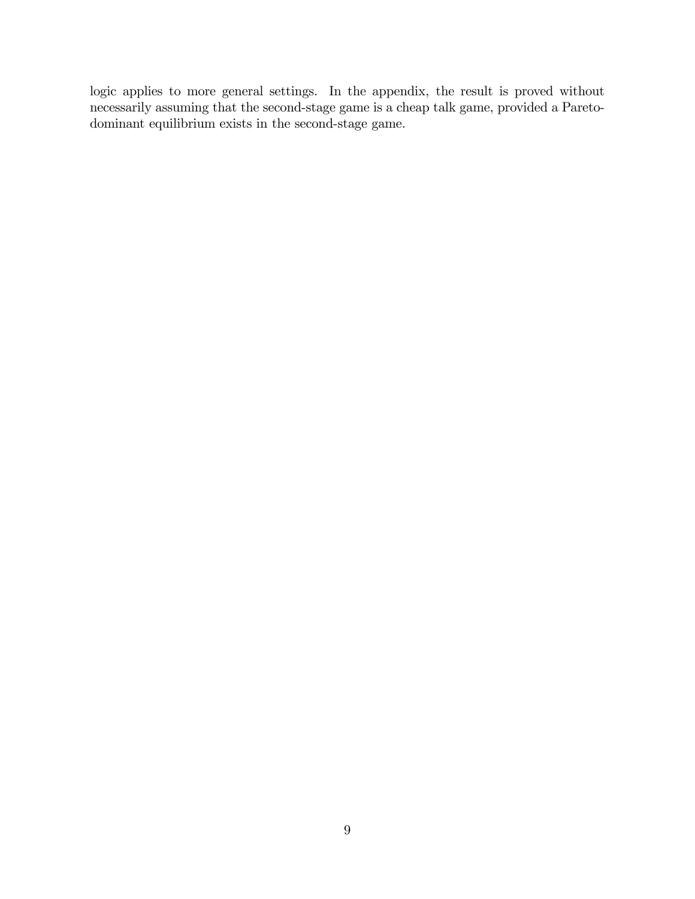logic applies to more general settings. In the appendix, the result is proved without necessarily assuming that the second-stage game is a cheap talk game, provided a Pareto-dominant equilibrium exists in the second-stage game.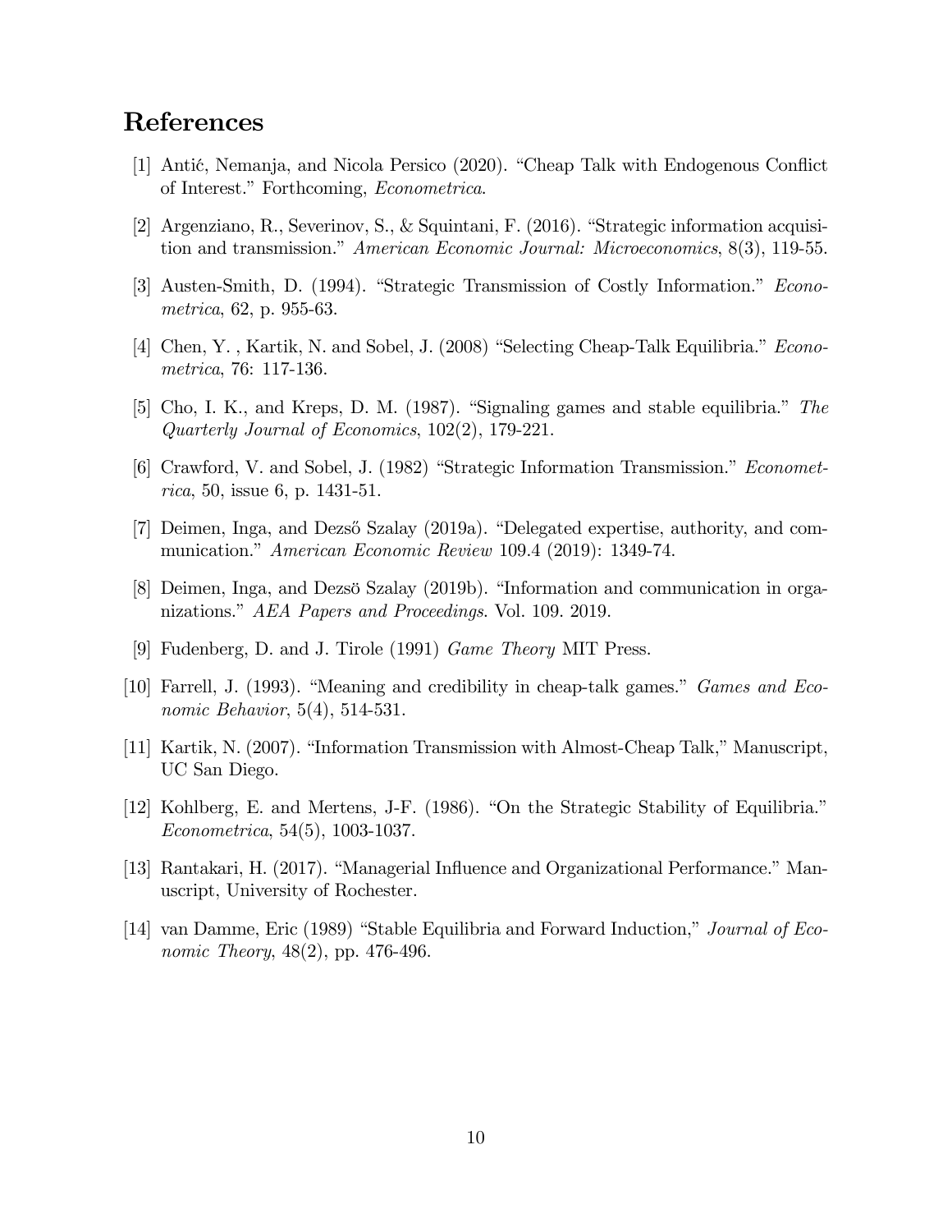## References

[1] Antić, Nemanja, and Nicola Persico (2020). "Cheap Talk with Endogenous Conflict of Interest." Forthcoming, *Econometrica*.

[2] Argenziano, R., Severinov, S., & Squintani, F. (2016). "Strategic information acquisition and transmission." *American Economic Journal: Microeconomics*, 8(3), 119-55.

[3] Austen-Smith, D. (1994). "Strategic Transmission of Costly Information." *Econometrica*, 62, p. 955-63.

[4] Chen, Y. , Kartik, N. and Sobel, J. (2008) "Selecting Cheap-Talk Equilibria." *Econometrica*, 76: 117-136.

[5] Cho, I. K., and Kreps, D. M. (1987). "Signaling games and stable equilibria." *The Quarterly Journal of Economics*, 102(2), 179-221.

[6] Crawford, V. and Sobel, J. (1982) "Strategic Information Transmission." *Econometrica*, 50, issue 6, p. 1431-51.

[7] Deimen, Inga, and Dezső Szalay (2019a). "Delegated expertise, authority, and communication." *American Economic Review* 109.4 (2019): 1349-74.

[8] Deimen, Inga, and Dezsö Szalay (2019b). "Information and communication in organizations." *AEA Papers and Proceedings*. Vol. 109. 2019.

[9] Fudenberg, D. and J. Tirole (1991) *Game Theory* MIT Press.

[10] Farrell, J. (1993). "Meaning and credibility in cheap-talk games." *Games and Economic Behavior*, 5(4), 514-531.

[11] Kartik, N. (2007). "Information Transmission with Almost-Cheap Talk," Manuscript, UC San Diego.

[12] Kohlberg, E. and Mertens, J-F. (1986). "On the Strategic Stability of Equilibria." *Econometrica*, 54(5), 1003-1037.

[13] Rantakari, H. (2017). "Managerial Influence and Organizational Performance." Manuscript, University of Rochester.

[14] van Damme, Eric (1989) "Stable Equilibria and Forward Induction," *Journal of Economic Theory*, 48(2), pp. 476-496.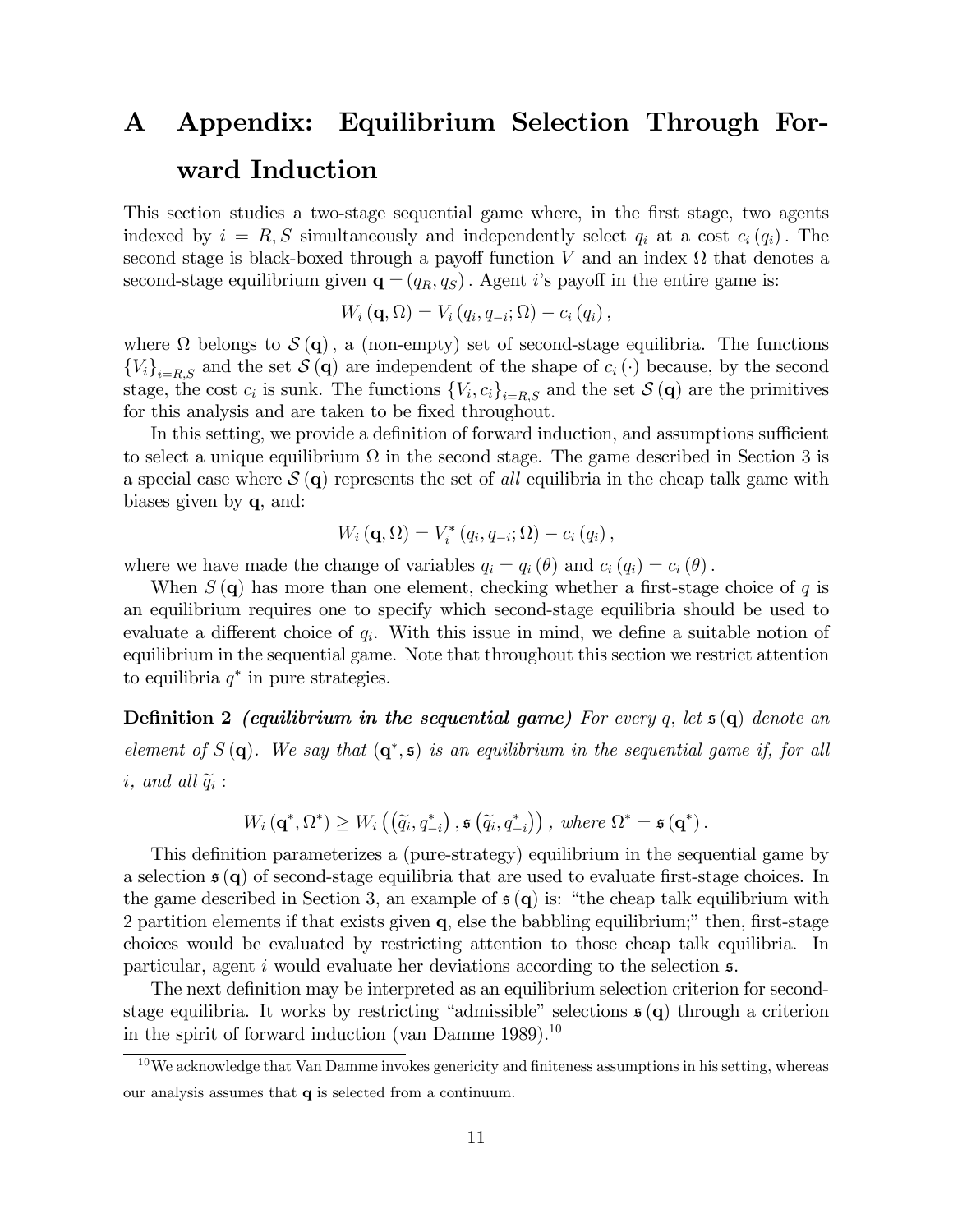# A Appendix: Equilibrium Selection Through Forward Induction

This section studies a two-stage sequential game where, in the first stage, two agents indexed by $i = R, S$ simultaneously and independently select $q_i$ at a cost $c_i(q_i)$. The second stage is black-boxed through a payoff function $V$ and an index $\Omega$ that denotes a second-stage equilibrium given $\mathbf{q} = (q_R, q_S)$. Agent $i$'s payoff in the entire game is:

$$W_i(\mathbf{q}, \Omega) = V_i(q_i, q_{-i}; \Omega) - c_i(q_i),$$

where $\Omega$ belongs to $\mathcal{S}(\mathbf{q})$, a (non-empty) set of second-stage equilibria. The functions $\{V_i\}_{i=R,S}$ and the set $\mathcal{S}(\mathbf{q})$ are independent of the shape of $c_i(\cdot)$ because, by the second stage, the cost $c_i$ is sunk. The functions $\{V_i, c_i\}_{i=R,S}$ and the set $\mathcal{S}(\mathbf{q})$ are the primitives for this analysis and are taken to be fixed throughout.

In this setting, we provide a definition of forward induction, and assumptions sufficient to select a unique equilibrium $\Omega$ in the second stage. The game described in Section 3 is a special case where $\mathcal{S}(\mathbf{q})$ represents the set of *all* equilibria in the cheap talk game with biases given by $\mathbf{q}$, and:

$$W_i(\mathbf{q}, \Omega) = V_i^*(q_i, q_{-i}; \Omega) - c_i(q_i),$$

where we have made the change of variables $q_i = q_i(\theta)$ and $c_i(q_i) = c_i(\theta)$.

When $S(\mathbf{q})$ has more than one element, checking whether a first-stage choice of $q$ is an equilibrium requires one to specify which second-stage equilibria should be used to evaluate a different choice of $q_i$. With this issue in mind, we define a suitable notion of equilibrium in the sequential game. Note that throughout this section we restrict attention to equilibria $q^*$ in pure strategies.

**Definition 2** ***(equilibrium in the sequential game)*** *For every $q$, let $\mathfrak{s}(\mathbf{q})$ denote an element of $S(\mathbf{q})$. We say that $(\mathbf{q}^*, \mathfrak{s})$ is an equilibrium in the sequential game if, for all $i$, and all $\widetilde{q}_i$ :*

$$W_i(\mathbf{q}^*, \Omega^*) \geq W_i\left(\left(\widetilde{q}_i, q_{-i}^*\right), \mathfrak{s}\left(\widetilde{q}_i, q_{-i}^*\right)\right), \text{ where } \Omega^* = \mathfrak{s}(\mathbf{q}^*).$$

This definition parameterizes a (pure-strategy) equilibrium in the sequential game by a selection $\mathfrak{s}(\mathbf{q})$ of second-stage equilibria that are used to evaluate first-stage choices. In the game described in Section 3, an example of $\mathfrak{s}(\mathbf{q})$ is: "the cheap talk equilibrium with 2 partition elements if that exists given $\mathbf{q}$, else the babbling equilibrium;" then, first-stage choices would be evaluated by restricting attention to those cheap talk equilibria. In particular, agent $i$ would evaluate her deviations according to the selection $\mathfrak{s}$.

The next definition may be interpreted as an equilibrium selection criterion for second-stage equilibria. It works by restricting "admissible" selections $\mathfrak{s}(\mathbf{q})$ through a criterion in the spirit of forward induction (van Damme 1989).[10]

[10] We acknowledge that Van Damme invokes genericity and finiteness assumptions in his setting, whereas our analysis assumes that $\mathbf{q}$ is selected from a continuum.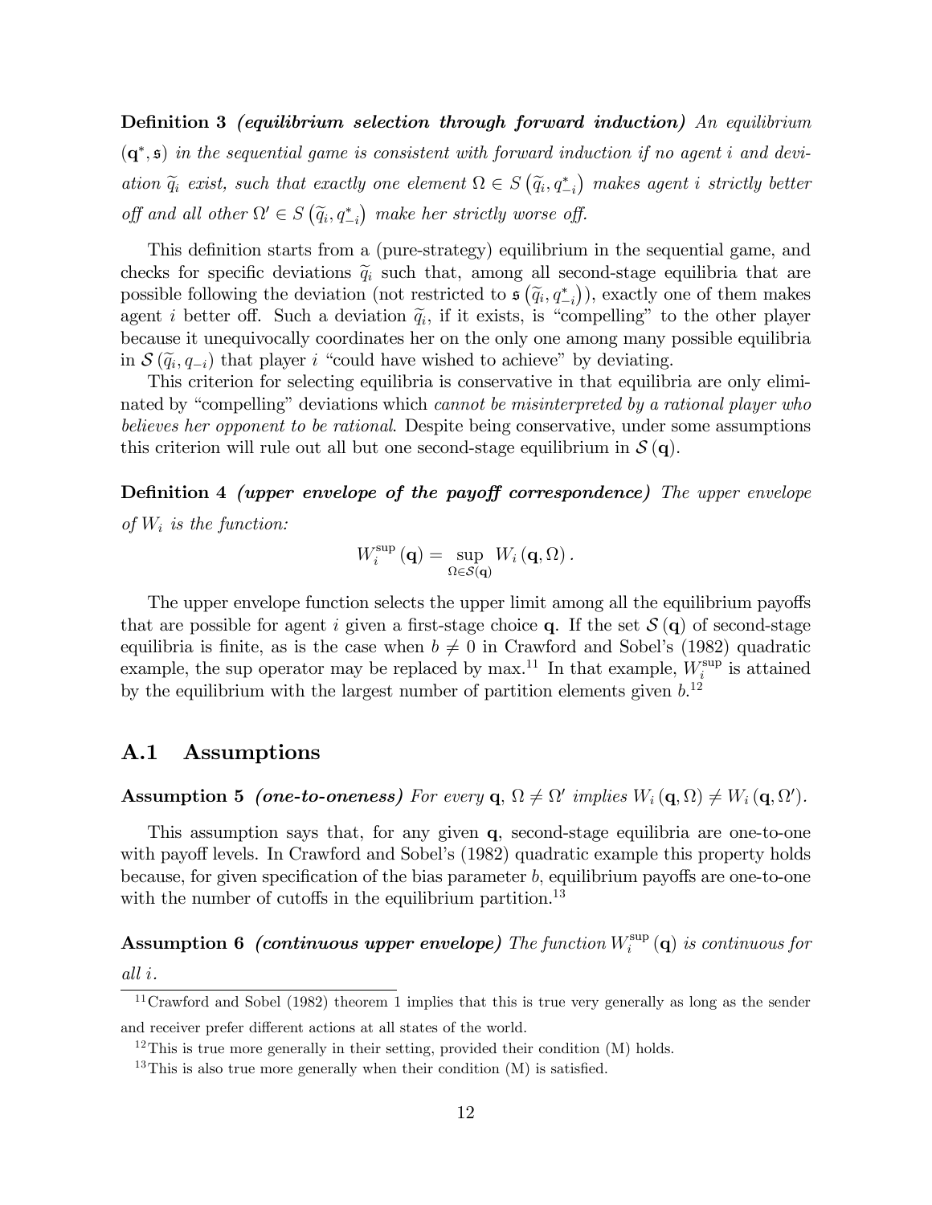**Definition 3** ***(equilibrium selection through forward induction)*** *An equilibrium* $(\mathbf{q}^*, \mathfrak{s})$ *in the sequential game is consistent with forward induction if no agent* $i$ *and deviation* $\widetilde{q}_i$ *exist, such that exactly one element* $\Omega \in S\left(\widetilde{q}_i, q^*_{-i}\right)$ *makes agent* $i$ *strictly better off and all other* $\Omega' \in S\left(\widetilde{q}_i, q^*_{-i}\right)$ *make her strictly worse off.*

This definition starts from a (pure-strategy) equilibrium in the sequential game, and checks for specific deviations $\widetilde{q}_i$ such that, among all second-stage equilibria that are possible following the deviation (not restricted to $\mathfrak{s}\left(\widetilde{q}_i, q^*_{-i}\right)$), exactly one of them makes agent $i$ better off. Such a deviation $\widetilde{q}_i$, if it exists, is "compelling" to the other player because it unequivocally coordinates her on the only one among many possible equilibria in $\mathcal{S}\left(\widetilde{q}_i, q_{-i}\right)$ that player $i$ "could have wished to achieve" by deviating.

This criterion for selecting equilibria is conservative in that equilibria are only eliminated by "compelling" deviations which *cannot be misinterpreted by a rational player who believes her opponent to be rational*. Despite being conservative, under some assumptions this criterion will rule out all but one second-stage equilibrium in $\mathcal{S}(\mathbf{q})$.

**Definition 4** ***(upper envelope of the payoff correspondence)*** *The upper envelope of* $W_i$ *is the function:*

$$W_i^{\sup}(\mathbf{q}) = \sup_{\Omega \in \mathcal{S}(\mathbf{q})} W_i(\mathbf{q}, \Omega).$$

The upper envelope function selects the upper limit among all the equilibrium payoffs that are possible for agent $i$ given a first-stage choice $\mathbf{q}$. If the set $\mathcal{S}(\mathbf{q})$ of second-stage equilibria is finite, as is the case when $b \neq 0$ in Crawford and Sobel's (1982) quadratic example, the sup operator may be replaced by max.[11] In that example, $W_i^{\sup}$ is attained by the equilibrium with the largest number of partition elements given $b$.[12]

## A.1 Assumptions

**Assumption 5** ***(one-to-oneness)*** *For every* $\mathbf{q}$, $\Omega \neq \Omega'$ *implies* $W_i(\mathbf{q}, \Omega) \neq W_i(\mathbf{q}, \Omega')$.

This assumption says that, for any given $\mathbf{q}$, second-stage equilibria are one-to-one with payoff levels. In Crawford and Sobel's (1982) quadratic example this property holds because, for given specification of the bias parameter $b$, equilibrium payoffs are one-to-one with the number of cutoffs in the equilibrium partition.[13]

**Assumption 6** ***(continuous upper envelope)*** *The function* $W_i^{\sup}(\mathbf{q})$ *is continuous for all* $i$.

[11] Crawford and Sobel (1982) theorem 1 implies that this is true very generally as long as the sender and receiver prefer different actions at all states of the world.

[12] This is true more generally in their setting, provided their condition (M) holds.

[13] This is also true more generally when their condition (M) is satisfied.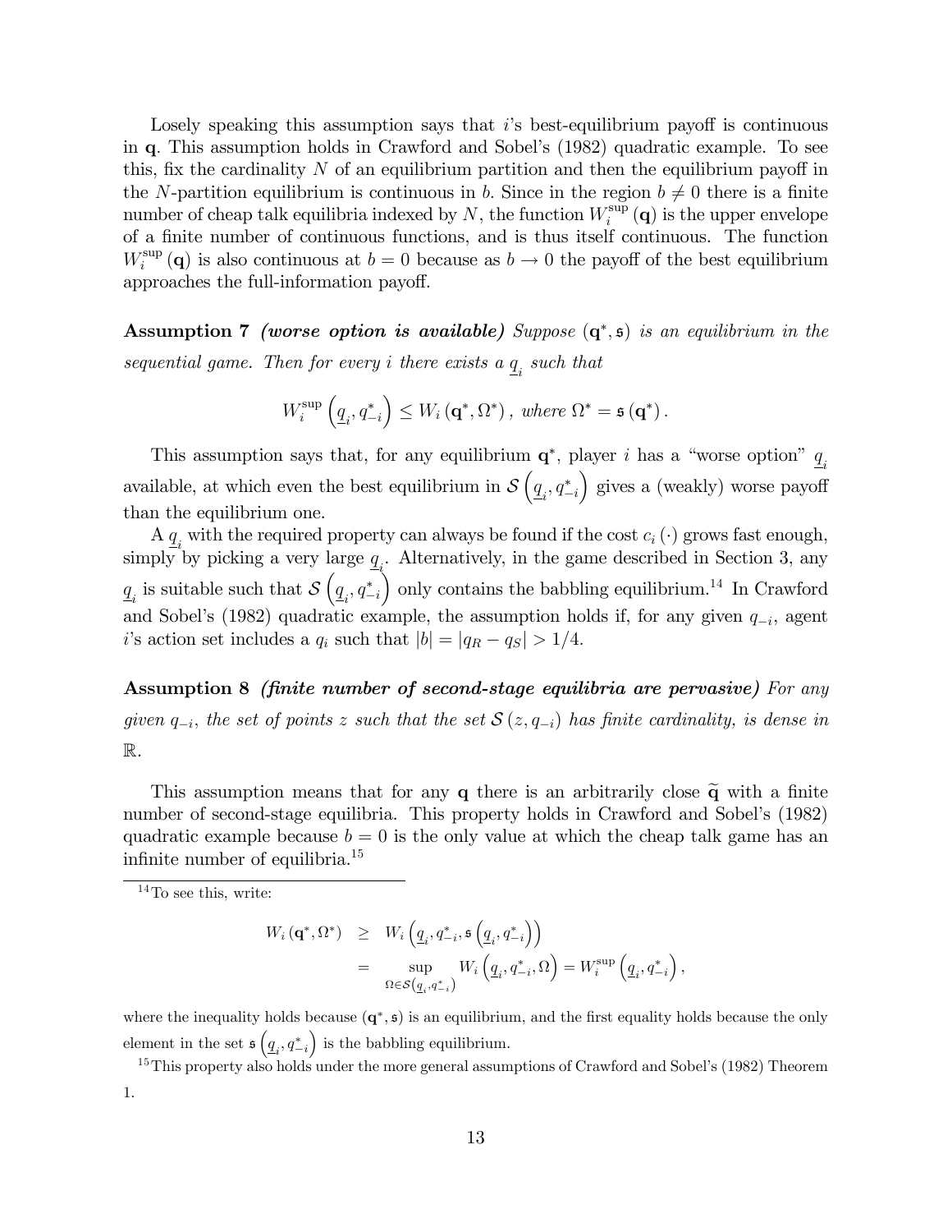Losely speaking this assumption says that $i$'s best-equilibrium payoff is continuous in $\mathbf{q}$. This assumption holds in Crawford and Sobel's (1982) quadratic example. To see this, fix the cardinality $N$ of an equilibrium partition and then the equilibrium payoff in the $N$-partition equilibrium is continuous in $b$. Since in the region $b \neq 0$ there is a finite number of cheap talk equilibria indexed by $N$, the function $W_i^{\sup}(\mathbf{q})$ is the upper envelope of a finite number of continuous functions, and is thus itself continuous. The function $W_i^{\sup}(\mathbf{q})$ is also continuous at $b = 0$ because as $b \to 0$ the payoff of the best equilibrium approaches the full-information payoff.

**Assumption 7** ***(worse option is available)*** *Suppose $(\mathbf{q}^*, \mathfrak{s})$ is an equilibrium in the sequential game. Then for every $i$ there exists a $\underline{q}_i$ such that*

$$W_i^{\sup}\left(\underline{q}_i, q_{-i}^*\right) \leq W_i\left(\mathbf{q}^*, \Omega^*\right), \text{ where } \Omega^* = \mathfrak{s}\left(\mathbf{q}^*\right).$$

This assumption says that, for any equilibrium $\mathbf{q}^*$, player $i$ has a "worse option" $\underline{q}_i$ available, at which even the best equilibrium in $\mathcal{S}\left(\underline{q}_i, q_{-i}^*\right)$ gives a (weakly) worse payoff than the equilibrium one.

A $\underline{q}_i$ with the required property can always be found if the cost $c_i(\cdot)$ grows fast enough, simply by picking a very large $\underline{q}_i$. Alternatively, in the game described in Section 3, any $\underline{q}_i$ is suitable such that $\mathcal{S}\left(\underline{q}_i, q_{-i}^*\right)$ only contains the babbling equilibrium.[14] In Crawford and Sobel's (1982) quadratic example, the assumption holds if, for any given $q_{-i}$, agent $i$'s action set includes a $q_i$ such that $|b| = |q_R - q_S| > 1/4$.

**Assumption 8** ***(finite number of second-stage equilibria are pervasive)*** *For any given $q_{-i}$, the set of points $z$ such that the set $\mathcal{S}(z, q_{-i})$ has finite cardinality, is dense in $\mathbb{R}$.*

This assumption means that for any $\mathbf{q}$ there is an arbitrarily close $\widetilde{\mathbf{q}}$ with a finite number of second-stage equilibria. This property holds in Crawford and Sobel's (1982) quadratic example because $b = 0$ is the only value at which the cheap talk game has an infinite number of equilibria.[15]

---

[14] To see this, write:

$$\begin{aligned} W_i\left(\mathbf{q}^*, \Omega^*\right) &\geq W_i\left(\underline{q}_i, q_{-i}^*, \mathfrak{s}\left(\underline{q}_i, q_{-i}^*\right)\right) \\ &= \sup_{\Omega \in \mathcal{S}\left(\underline{q}_i, q_{-i}^*\right)} W_i\left(\underline{q}_i, q_{-i}^*, \Omega\right) = W_i^{\sup}\left(\underline{q}_i, q_{-i}^*\right), \end{aligned}$$

where the inequality holds because $(\mathbf{q}^*, \mathfrak{s})$ is an equilibrium, and the first equality holds because the only element in the set $\mathfrak{s}\left(\underline{q}_i, q_{-i}^*\right)$ is the babbling equilibrium.

[15] This property also holds under the more general assumptions of Crawford and Sobel's (1982) Theorem 1.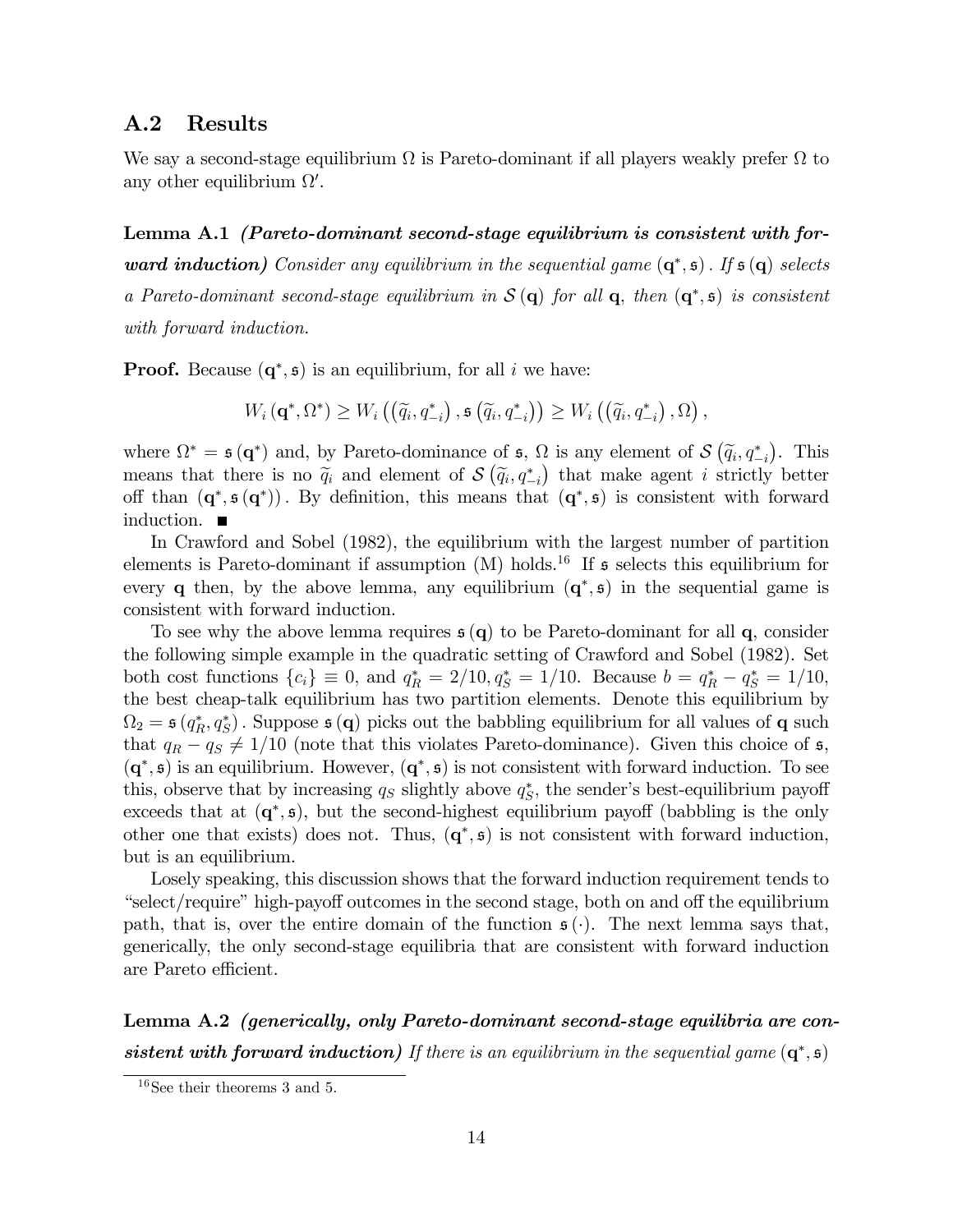## A.2 Results

We say a second-stage equilibrium $\Omega$ is Pareto-dominant if all players weakly prefer $\Omega$ to any other equilibrium $\Omega'$.

**Lemma A.1** ***(Pareto-dominant second-stage equilibrium is consistent with forward induction)*** *Consider any equilibrium in the sequential game* $(\mathbf{q}^*, \mathfrak{s})$. *If* $\mathfrak{s}(\mathbf{q})$ *selects a Pareto-dominant second-stage equilibrium in* $\mathcal{S}(\mathbf{q})$ *for all* $\mathbf{q}$, *then* $(\mathbf{q}^*, \mathfrak{s})$ *is consistent with forward induction.*

**Proof.** Because $(\mathbf{q}^*, \mathfrak{s})$ is an equilibrium, for all $i$ we have:

$$W_i(\mathbf{q}^*, \Omega^*) \geq W_i\left(\left(\widetilde{q}_i, q^*_{-i}\right), \mathfrak{s}\left(\widetilde{q}_i, q^*_{-i}\right)\right) \geq W_i\left(\left(\widetilde{q}_i, q^*_{-i}\right), \Omega\right),$$

where $\Omega^* = \mathfrak{s}(\mathbf{q}^*)$ and, by Pareto-dominance of $\mathfrak{s}$, $\Omega$ is any element of $\mathcal{S}\left(\widetilde{q}_i, q^*_{-i}\right)$. This means that there is no $\widetilde{q}_i$ and element of $\mathcal{S}\left(\widetilde{q}_i, q^*_{-i}\right)$ that make agent $i$ strictly better off than $(\mathbf{q}^*, \mathfrak{s}(\mathbf{q}^*))$. By definition, this means that $(\mathbf{q}^*, \mathfrak{s})$ is consistent with forward induction. ■

In Crawford and Sobel (1982), the equilibrium with the largest number of partition elements is Pareto-dominant if assumption (M) holds.[16] If $\mathfrak{s}$ selects this equilibrium for every $\mathbf{q}$ then, by the above lemma, any equilibrium $(\mathbf{q}^*, \mathfrak{s})$ in the sequential game is consistent with forward induction.

To see why the above lemma requires $\mathfrak{s}(\mathbf{q})$ to be Pareto-dominant for all $\mathbf{q}$, consider the following simple example in the quadratic setting of Crawford and Sobel (1982). Set both cost functions $\{c_i\} \equiv 0$, and $q^*_R = 2/10, q^*_S = 1/10$. Because $b = q^*_R - q^*_S = 1/10$, the best cheap-talk equilibrium has two partition elements. Denote this equilibrium by $\Omega_2 = \mathfrak{s}(q^*_R, q^*_S)$. Suppose $\mathfrak{s}(\mathbf{q})$ picks out the babbling equilibrium for all values of $\mathbf{q}$ such that $q_R - q_S \neq 1/10$ (note that this violates Pareto-dominance). Given this choice of $\mathfrak{s}$, $(\mathbf{q}^*, \mathfrak{s})$ is an equilibrium. However, $(\mathbf{q}^*, \mathfrak{s})$ is not consistent with forward induction. To see this, observe that by increasing $q_S$ slightly above $q^*_S$, the sender's best-equilibrium payoff exceeds that at $(\mathbf{q}^*, \mathfrak{s})$, but the second-highest equilibrium payoff (babbling is the only other one that exists) does not. Thus, $(\mathbf{q}^*, \mathfrak{s})$ is not consistent with forward induction, but is an equilibrium.

Losely speaking, this discussion shows that the forward induction requirement tends to "select/require" high-payoff outcomes in the second stage, both on and off the equilibrium path, that is, over the entire domain of the function $\mathfrak{s}(\cdot)$. The next lemma says that, generically, the only second-stage equilibria that are consistent with forward induction are Pareto efficient.

**Lemma A.2** ***(generically, only Pareto-dominant second-stage equilibria are consistent with forward induction)*** *If there is an equilibrium in the sequential game* $(\mathbf{q}^*, \mathfrak{s})$

[16] See their theorems 3 and 5.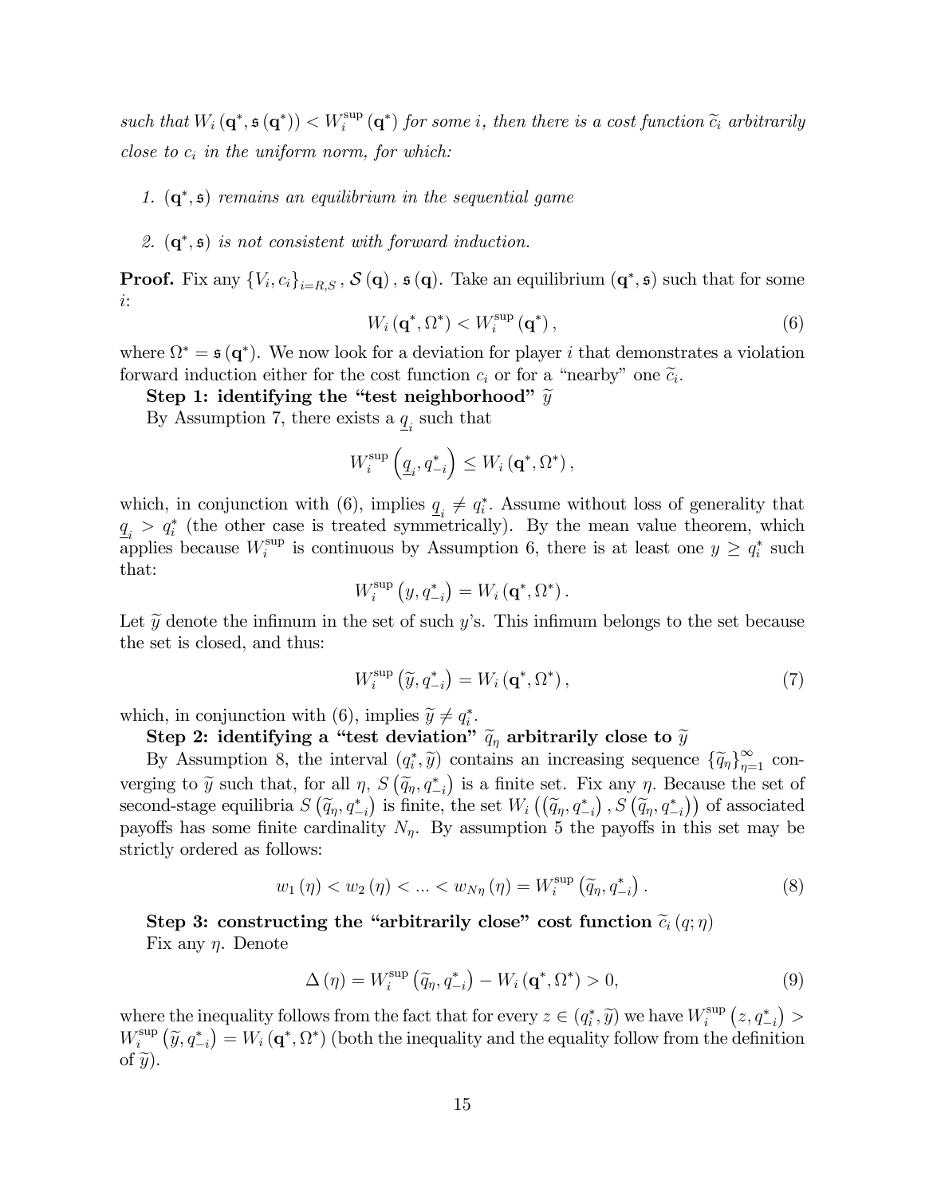*such that $W_i(\mathbf{q}^*, \mathfrak{s}(\mathbf{q}^*)) < W_i^{\sup}(\mathbf{q}^*)$ for some $i$, then there is a cost function $\widetilde{c}_i$ arbitrarily close to $c_i$ in the uniform norm, for which:*

1. *$(\mathbf{q}^*, \mathfrak{s})$ remains an equilibrium in the sequential game*
2. *$(\mathbf{q}^*, \mathfrak{s})$ is not consistent with forward induction.*

**Proof.** Fix any $\{V_i, c_i\}_{i=R,S}$, $\mathcal{S}(\mathbf{q})$, $\mathfrak{s}(\mathbf{q})$. Take an equilibrium $(\mathbf{q}^*, \mathfrak{s})$ such that for some $i$:

$$W_i(\mathbf{q}^*, \Omega^*) < W_i^{\sup}(\mathbf{q}^*), \tag{6}$$

where $\Omega^* = \mathfrak{s}(\mathbf{q}^*)$. We now look for a deviation for player $i$ that demonstrates a violation forward induction either for the cost function $c_i$ or for a "nearby" one $\widetilde{c}_i$.

**Step 1: identifying the "test neighborhood" $\widetilde{y}$**

By Assumption 7, there exists a $\underline{q}_i$ such that

$$W_i^{\sup}\left(\underline{q}_i, q_{-i}^*\right) \leq W_i(\mathbf{q}^*, \Omega^*),$$

which, in conjunction with (6), implies $\underline{q}_i \neq q_i^*$. Assume without loss of generality that $\underline{q}_i > q_i^*$ (the other case is treated symmetrically). By the mean value theorem, which applies because $W_i^{\sup}$ is continuous by Assumption 6, there is at least one $y \geq q_i^*$ such that:

$$W_i^{\sup}\left(y, q_{-i}^*\right) = W_i(\mathbf{q}^*, \Omega^*).$$

Let $\widetilde{y}$ denote the infimum in the set of such $y$'s. This infimum belongs to the set because the set is closed, and thus:

$$W_i^{\sup}\left(\widetilde{y}, q_{-i}^*\right) = W_i(\mathbf{q}^*, \Omega^*), \tag{7}$$

which, in conjunction with (6), implies $\widetilde{y} \neq q_i^*$.

**Step 2: identifying a "test deviation" $\widetilde{q}_\eta$ arbitrarily close to $\widetilde{y}$**

By Assumption 8, the interval $(q_i^*, \widetilde{y})$ contains an increasing sequence $\{\widetilde{q}_\eta\}_{\eta=1}^{\infty}$ converging to $\widetilde{y}$ such that, for all $\eta$, $S\left(\widetilde{q}_\eta, q_{-i}^*\right)$ is a finite set. Fix any $\eta$. Because the set of second-stage equilibria $S\left(\widetilde{q}_\eta, q_{-i}^*\right)$ is finite, the set $W_i\left(\left(\widetilde{q}_\eta, q_{-i}^*\right), S\left(\widetilde{q}_\eta, q_{-i}^*\right)\right)$ of associated payoffs has some finite cardinality $N_\eta$. By assumption 5 the payoffs in this set may be strictly ordered as follows:

$$w_1(\eta) < w_2(\eta) < \ldots < w_{N\eta}(\eta) = W_i^{\sup}\left(\widetilde{q}_\eta, q_{-i}^*\right). \tag{8}$$

**Step 3: constructing the "arbitrarily close" cost function $\widetilde{c}_i(q; \eta)$**

Fix any $\eta$. Denote

$$\Delta(\eta) = W_i^{\sup}\left(\widetilde{q}_\eta, q_{-i}^*\right) - W_i(\mathbf{q}^*, \Omega^*) > 0, \tag{9}$$

where the inequality follows from the fact that for every $z \in (q_i^*, \widetilde{y})$ we have $W_i^{\sup}\left(z, q_{-i}^*\right) > W_i^{\sup}\left(\widetilde{y}, q_{-i}^*\right) = W_i(\mathbf{q}^*, \Omega^*)$ (both the inequality and the equality follow from the definition of $\widetilde{y}$).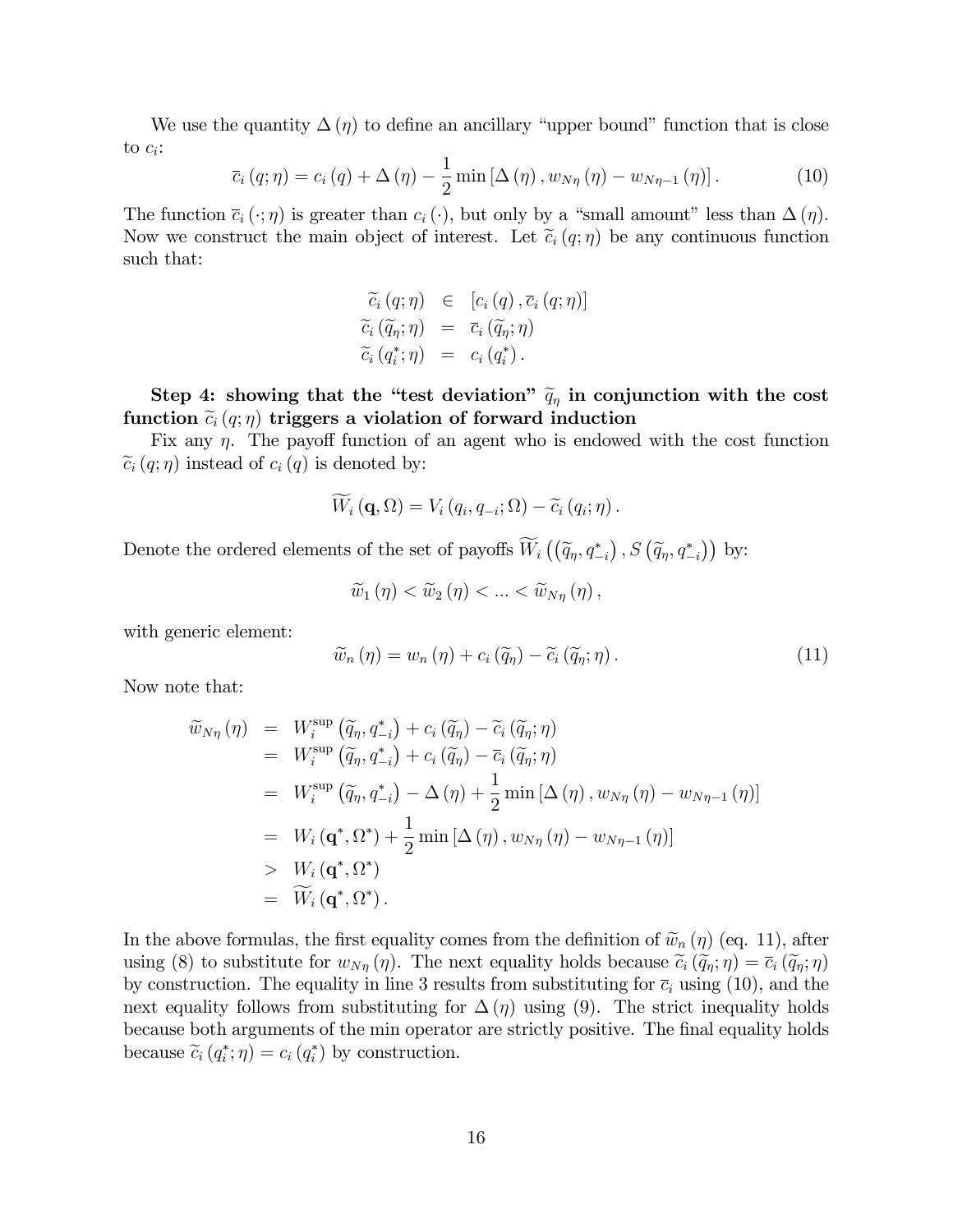We use the quantity $\Delta(\eta)$ to define an ancillary "upper bound" function that is close to $c_i$:

$$\overline{c}_i(q;\eta) = c_i(q) + \Delta(\eta) - \frac{1}{2}\min\left[\Delta(\eta), w_{N\eta}(\eta) - w_{N\eta-1}(\eta)\right]. \tag{10}$$

The function $\overline{c}_i(\cdot;\eta)$ is greater than $c_i(\cdot)$, but only by a "small amount" less than $\Delta(\eta)$. Now we construct the main object of interest. Let $\widetilde{c}_i(q;\eta)$ be any continuous function such that:

$$\begin{aligned}
\widetilde{c}_i(q;\eta) &\in [c_i(q), \overline{c}_i(q;\eta)] \\
\widetilde{c}_i(\widetilde{q}_\eta;\eta) &= \overline{c}_i(\widetilde{q}_\eta;\eta) \\
\widetilde{c}_i(q_i^*;\eta) &= c_i(q_i^*).
\end{aligned}$$

**Step 4: showing that the "test deviation" $\widetilde{q}_\eta$ in conjunction with the cost function $\widetilde{c}_i(q;\eta)$ triggers a violation of forward induction**

Fix any $\eta$. The payoff function of an agent who is endowed with the cost function $\widetilde{c}_i(q;\eta)$ instead of $c_i(q)$ is denoted by:

$$\widetilde{W}_i(\mathbf{q},\Omega) = V_i(q_i, q_{-i};\Omega) - \widetilde{c}_i(q_i;\eta).$$

Denote the ordered elements of the set of payoffs $\widetilde{W}_i\left(\left(\widetilde{q}_\eta, q_{-i}^*\right), S\left(\widetilde{q}_\eta, q_{-i}^*\right)\right)$ by:

$$\widetilde{w}_1(\eta) < \widetilde{w}_2(\eta) < \ldots < \widetilde{w}_{N\eta}(\eta),$$

with generic element:

$$\widetilde{w}_n(\eta) = w_n(\eta) + c_i(\widetilde{q}_\eta) - \widetilde{c}_i(\widetilde{q}_\eta;\eta). \tag{11}$$

Now note that:

$$\begin{aligned}
\widetilde{w}_{N\eta}(\eta) &= W_i^{\sup}\left(\widetilde{q}_\eta, q_{-i}^*\right) + c_i(\widetilde{q}_\eta) - \widetilde{c}_i(\widetilde{q}_\eta;\eta) \\
&= W_i^{\sup}\left(\widetilde{q}_\eta, q_{-i}^*\right) + c_i(\widetilde{q}_\eta) - \overline{c}_i(\widetilde{q}_\eta;\eta) \\
&= W_i^{\sup}\left(\widetilde{q}_\eta, q_{-i}^*\right) - \Delta(\eta) + \frac{1}{2}\min\left[\Delta(\eta), w_{N\eta}(\eta) - w_{N\eta-1}(\eta)\right] \\
&= W_i(\mathbf{q}^*, \Omega^*) + \frac{1}{2}\min\left[\Delta(\eta), w_{N\eta}(\eta) - w_{N\eta-1}(\eta)\right] \\
&> W_i(\mathbf{q}^*, \Omega^*) \\
&= \widetilde{W}_i(\mathbf{q}^*, \Omega^*).
\end{aligned}$$

In the above formulas, the first equality comes from the definition of $\widetilde{w}_n(\eta)$ (eq. 11), after using (8) to substitute for $w_{N\eta}(\eta)$. The next equality holds because $\widetilde{c}_i(\widetilde{q}_\eta;\eta) = \overline{c}_i(\widetilde{q}_\eta;\eta)$ by construction. The equality in line 3 results from substituting for $\overline{c}_i$ using (10), and the next equality follows from substituting for $\Delta(\eta)$ using (9). The strict inequality holds because both arguments of the min operator are strictly positive. The final equality holds because $\widetilde{c}_i(q_i^*;\eta) = c_i(q_i^*)$ by construction.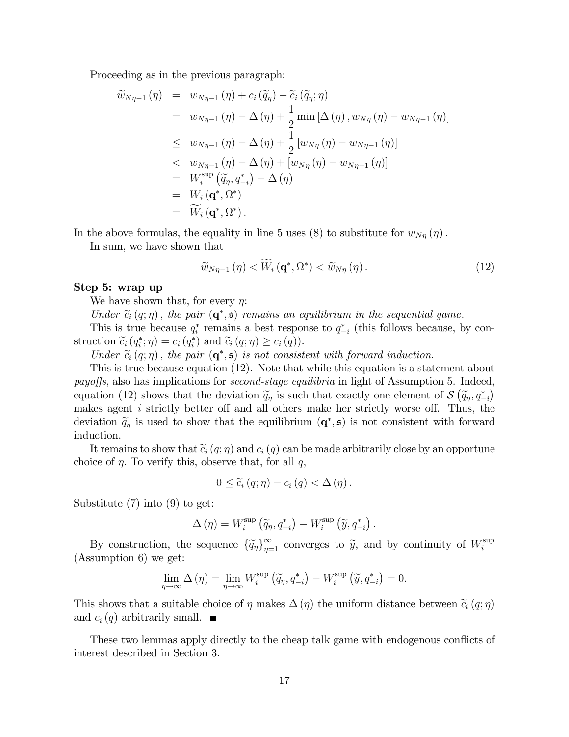Proceeding as in the previous paragraph:

$$
\begin{aligned}
\widetilde{w}_{N\eta-1}(\eta) &= w_{N\eta-1}(\eta) + c_i(\widetilde{q}_\eta) - \widetilde{c}_i(\widetilde{q}_\eta;\eta) \\
&= w_{N\eta-1}(\eta) - \Delta(\eta) + \frac{1}{2}\min\left[\Delta(\eta), w_{N\eta}(\eta) - w_{N\eta-1}(\eta)\right] \\
&\leq w_{N\eta-1}(\eta) - \Delta(\eta) + \frac{1}{2}\left[w_{N\eta}(\eta) - w_{N\eta-1}(\eta)\right] \\
&< w_{N\eta-1}(\eta) - \Delta(\eta) + \left[w_{N\eta}(\eta) - w_{N\eta-1}(\eta)\right] \\
&= W_i^{\sup}\left(\widetilde{q}_\eta, q_{-i}^*\right) - \Delta(\eta) \\
&= W_i(\mathbf{q}^*, \Omega^*) \\
&= \widetilde{W}_i(\mathbf{q}^*, \Omega^*).
\end{aligned}
$$

In the above formulas, the equality in line 5 uses (8) to substitute for $w_{N\eta}(\eta)$.

In sum, we have shown that

$$
\widetilde{w}_{N\eta-1}(\eta) < \widetilde{W}_i(\mathbf{q}^*, \Omega^*) < \widetilde{w}_{N\eta}(\eta). \tag{12}
$$

**Step 5: wrap up**

We have shown that, for every $\eta$:

*Under $\widetilde{c}_i(q;\eta)$, the pair $(\mathbf{q}^*, \mathfrak{s})$ remains an equilibrium in the sequential game.*

This is true because $q_i^*$ remains a best response to $q_{-i}^*$ (this follows because, by construction $\widetilde{c}_i(q_i^*;\eta) = c_i(q_i^*)$ and $\widetilde{c}_i(q;\eta) \geq c_i(q)$).

*Under $\widetilde{c}_i(q;\eta)$, the pair $(\mathbf{q}^*, \mathfrak{s})$ is not consistent with forward induction.*

This is true because equation (12). Note that while this equation is a statement about *payoffs*, also has implications for *second-stage equilibria* in light of Assumption 5. Indeed, equation (12) shows that the deviation $\widetilde{q}_\eta$ is such that exactly one element of $\mathcal{S}\left(\widetilde{q}_\eta, q_{-i}^*\right)$ makes agent $i$ strictly better off and all others make her strictly worse off. Thus, the deviation $\widetilde{q}_\eta$ is used to show that the equilibrium $(\mathbf{q}^*, \mathfrak{s})$ is not consistent with forward induction.

It remains to show that $\widetilde{c}_i(q;\eta)$ and $c_i(q)$ can be made arbitrarily close by an opportune choice of $\eta$. To verify this, observe that, for all $q$,

$$
0 \leq \widetilde{c}_i(q;\eta) - c_i(q) < \Delta(\eta).
$$

Substitute (7) into (9) to get:

$$
\Delta(\eta) = W_i^{\sup}\left(\widetilde{q}_\eta, q_{-i}^*\right) - W_i^{\sup}\left(\widetilde{y}, q_{-i}^*\right).
$$

By construction, the sequence $\{\widetilde{q}_\eta\}_{\eta=1}^{\infty}$ converges to $\widetilde{y}$, and by continuity of $W_i^{\sup}$ (Assumption 6) we get:

$$
\lim_{\eta\to\infty}\Delta(\eta) = \lim_{\eta\to\infty} W_i^{\sup}\left(\widetilde{q}_\eta, q_{-i}^*\right) - W_i^{\sup}\left(\widetilde{y}, q_{-i}^*\right) = 0.
$$

This shows that a suitable choice of $\eta$ makes $\Delta(\eta)$ the uniform distance between $\widetilde{c}_i(q;\eta)$ and $c_i(q)$ arbitrarily small. ∎

These two lemmas apply directly to the cheap talk game with endogenous conflicts of interest described in Section 3.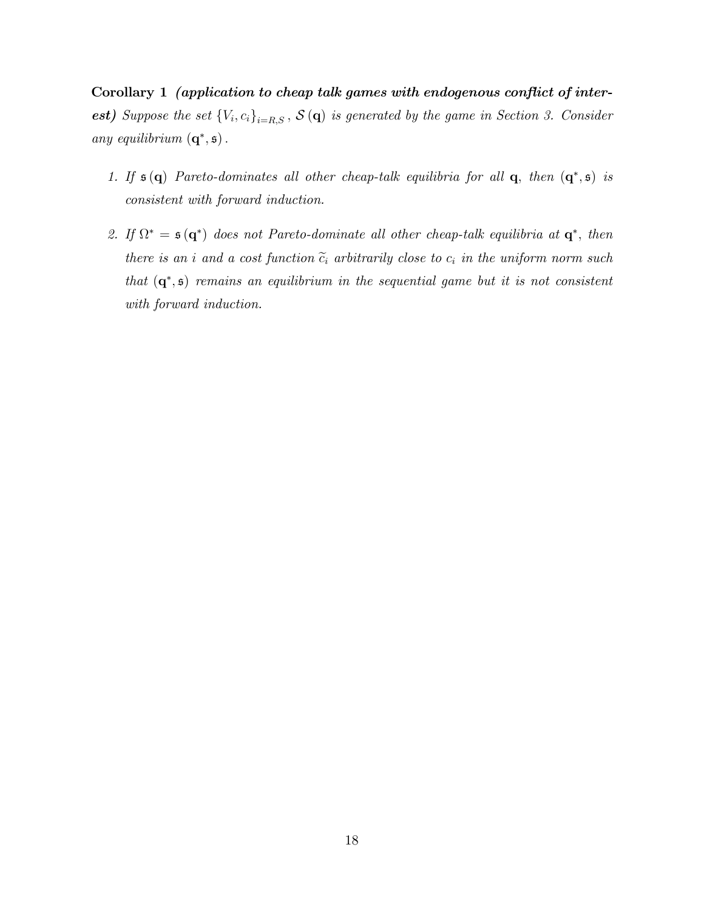**Corollary 1** ***(application to cheap talk games with endogenous conflict of interest)*** *Suppose the set* $\{V_i, c_i\}_{i=R,S}$ *,* $\mathcal{S}(\mathbf{q})$ *is generated by the game in Section 3. Consider any equilibrium* $(\mathbf{q}^*, \mathfrak{s})$ *.*

1. *If* $\mathfrak{s}(\mathbf{q})$ *Pareto-dominates all other cheap-talk equilibria for all* $\mathbf{q}$*, then* $(\mathbf{q}^*, \mathfrak{s})$ *is consistent with forward induction.*

2. *If* $\Omega^* = \mathfrak{s}(\mathbf{q}^*)$ *does not Pareto-dominate all other cheap-talk equilibria at* $\mathbf{q}^*$*, then there is an* $i$ *and a cost function* $\widetilde{c}_i$ *arbitrarily close to* $c_i$ *in the uniform norm such that* $(\mathbf{q}^*, \mathfrak{s})$ *remains an equilibrium in the sequential game but it is not consistent with forward induction.*